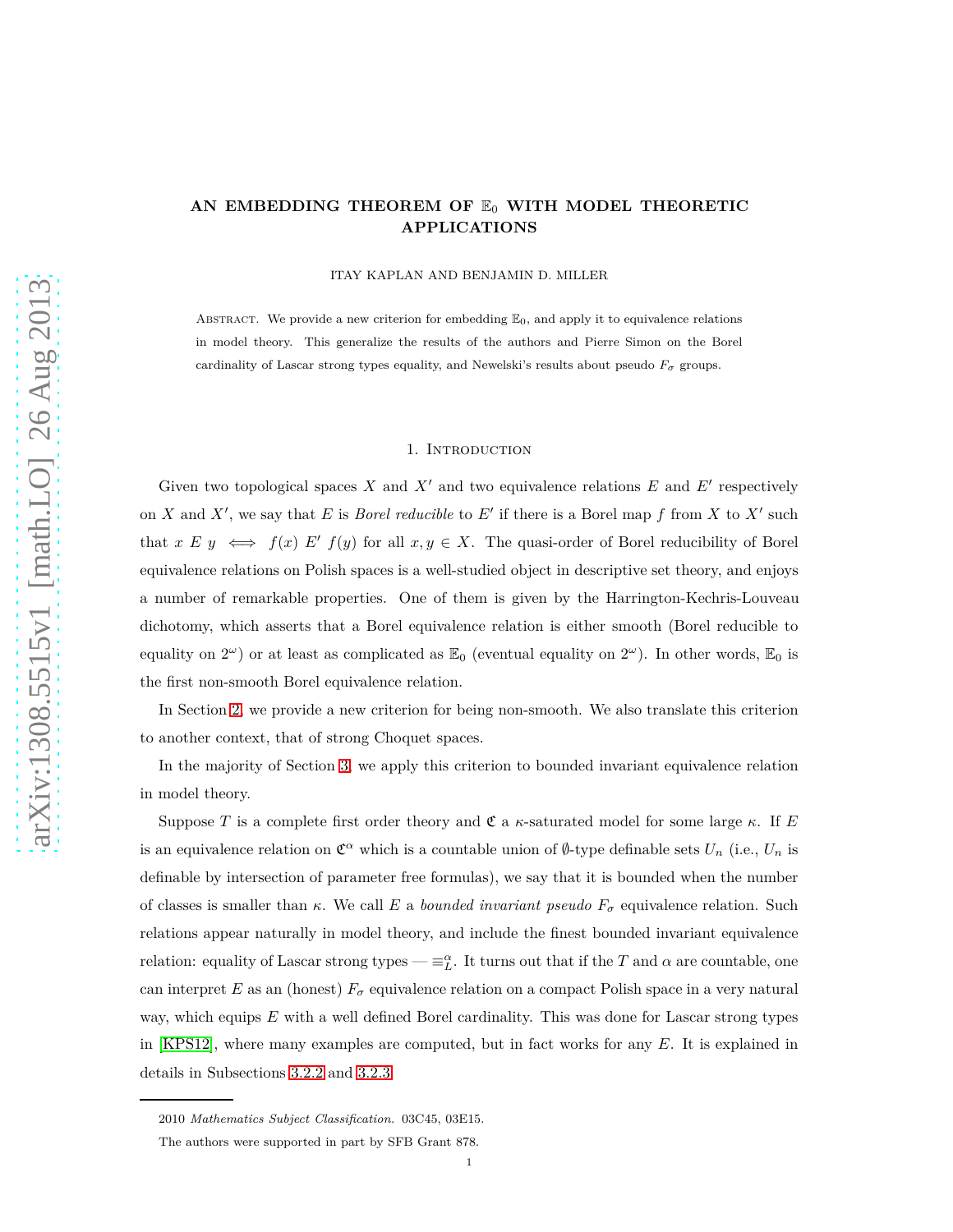# AN EMBEDDING THEOREM OF $\mathbb{E}_0$ WITH MODEL THEORETIC APPLICATIONS

ITAY KAPLAN AND BENJAMIN D. MILLER

Abstract. We provide a new criterion for embedding $\mathbb{E}_0$, and apply it to equivalence relations in model theory. This generalize the results of the authors and Pierre Simon on the Borel cardinality of Lascar strong types equality, and Newelski's results about pseudo $F_\sigma$ groups.

## 1. Introduction

Given two topological spaces $X$ and $X'$ and two equivalence relations $E$ and $E'$ respectively on $X$ and $X'$, we say that $E$ is *Borel reducible* to $E'$ if there is a Borel map $f$ from $X$ to $X'$ such that $x \; E \; y \iff f(x) \; E' \; f(y)$ for all $x, y \in X$. The quasi-order of Borel reducibility of Borel equivalence relations on Polish spaces is a well-studied object in descriptive set theory, and enjoys a number of remarkable properties. One of them is given by the Harrington-Kechris-Louveau dichotomy, which asserts that a Borel equivalence relation is either smooth (Borel reducible to equality on $2^\omega$) or at least as complicated as $\mathbb{E}_0$ (eventual equality on $2^\omega$). In other words, $\mathbb{E}_0$ is the first non-smooth Borel equivalence relation.

In Section 2, we provide a new criterion for being non-smooth. We also translate this criterion to another context, that of strong Choquet spaces.

In the majority of Section 3, we apply this criterion to bounded invariant equivalence relation in model theory.

Suppose $T$ is a complete first order theory and $\mathfrak{C}$ a $\kappa$-saturated model for some large $\kappa$. If $E$ is an equivalence relation on $\mathfrak{C}^\alpha$ which is a countable union of $\emptyset$-type definable sets $U_n$ (i.e., $U_n$ is definable by intersection of parameter free formulas), we say that it is bounded when the number of classes is smaller than $\kappa$. We call $E$ a *bounded invariant pseudo* $F_\sigma$ equivalence relation. Such relations appear naturally in model theory, and include the finest bounded invariant equivalence relation: equality of Lascar strong types — $\equiv_L^\alpha$. It turns out that if the $T$ and $\alpha$ are countable, one can interpret $E$ as an (honest) $F_\sigma$ equivalence relation on a compact Polish space in a very natural way, which equips $E$ with a well defined Borel cardinality. This was done for Lascar strong types in [KPS12], where many examples are computed, but in fact works for any $E$. It is explained in details in Subsections 3.2.2 and 3.2.3

---

2010 *Mathematics Subject Classification.* 03C45, 03E15.

The authors were supported in part by SFB Grant 878.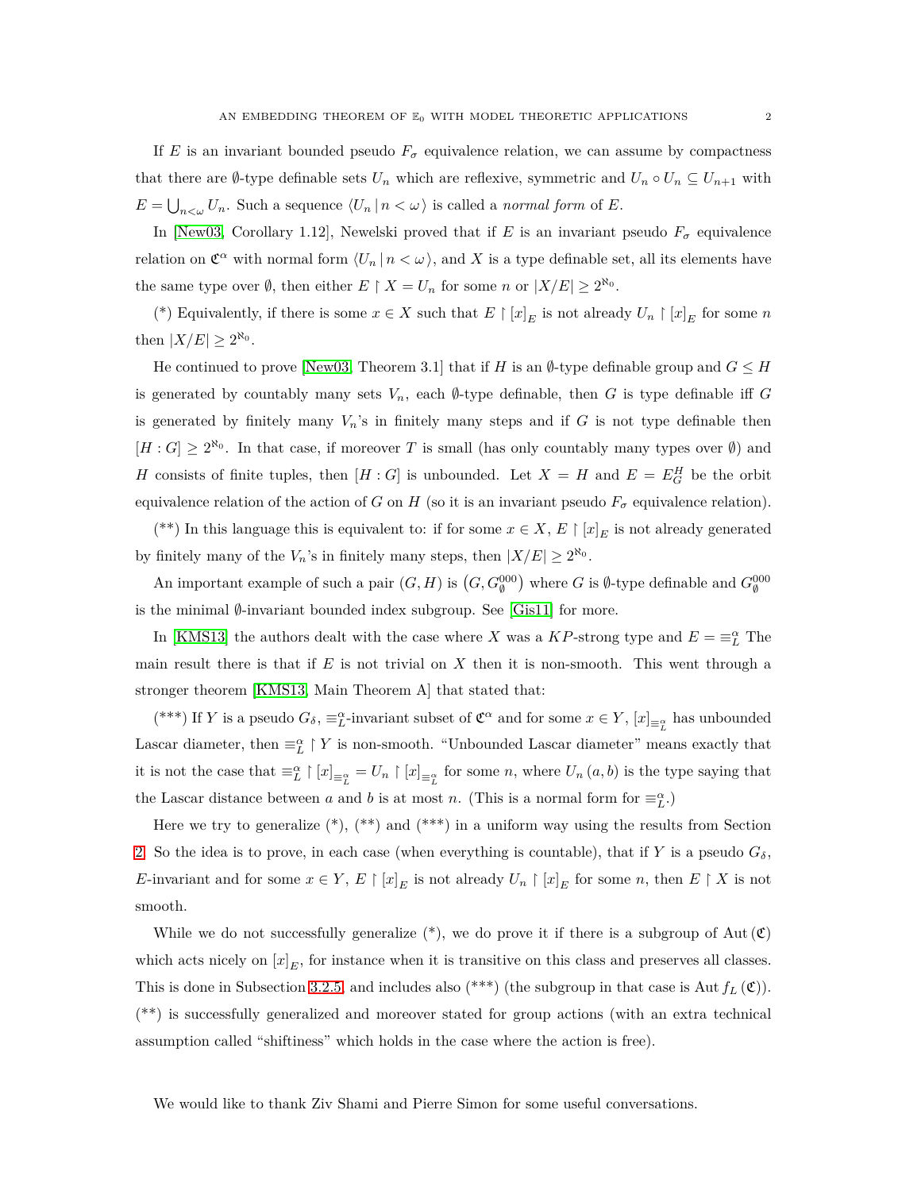If $E$ is an invariant bounded pseudo $F_\sigma$ equivalence relation, we can assume by compactness that there are $\emptyset$-type definable sets $U_n$ which are reflexive, symmetric and $U_n \circ U_n \subseteq U_{n+1}$ with $E = \bigcup_{n<\omega} U_n$. Such a sequence $\langle U_n \,|\, n < \omega \rangle$ is called a *normal form* of $E$.

In [New03, Corollary 1.12], Newelski proved that if $E$ is an invariant pseudo $F_\sigma$ equivalence relation on $\mathfrak{C}^\alpha$ with normal form $\langle U_n \,|\, n < \omega \rangle$, and $X$ is a type definable set, all its elements have the same type over $\emptyset$, then either $E \upharpoonright X = U_n$ for some $n$ or $|X/E| \geq 2^{\aleph_0}$.

(*) Equivalently, if there is some $x \in X$ such that $E \upharpoonright [x]_E$ is not already $U_n \upharpoonright [x]_E$ for some $n$ then $|X/E| \geq 2^{\aleph_0}$.

He continued to prove [New03, Theorem 3.1] that if $H$ is an $\emptyset$-type definable group and $G \leq H$ is generated by countably many sets $V_n$, each $\emptyset$-type definable, then $G$ is type definable iff $G$ is generated by finitely many $V_n$'s in finitely many steps and if $G$ is not type definable then $[H : G] \geq 2^{\aleph_0}$. In that case, if moreover $T$ is small (has only countably many types over $\emptyset$) and $H$ consists of finite tuples, then $[H : G]$ is unbounded. Let $X = H$ and $E = E_G^H$ be the orbit equivalence relation of the action of $G$ on $H$ (so it is an invariant pseudo $F_\sigma$ equivalence relation).

(**) In this language this is equivalent to: if for some $x \in X$, $E \upharpoonright [x]_E$ is not already generated by finitely many of the $V_n$'s in finitely many steps, then $|X/E| \geq 2^{\aleph_0}$.

An important example of such a pair $(G, H)$ is $\left(G, G_\emptyset^{000}\right)$ where $G$ is $\emptyset$-type definable and $G_\emptyset^{000}$ is the minimal $\emptyset$-invariant bounded index subgroup. See [Gis11] for more.

In [KMS13] the authors dealt with the case where $X$ was a $KP$-strong type and $E = \equiv_L^\alpha$ The main result there is that if $E$ is not trivial on $X$ then it is non-smooth. This went through a stronger theorem [KMS13, Main Theorem A] that stated that:

(***) If $Y$ is a pseudo $G_\delta$, $\equiv_L^\alpha$-invariant subset of $\mathfrak{C}^\alpha$ and for some $x \in Y$, $[x]_{\equiv_L^\alpha}$ has unbounded Lascar diameter, then $\equiv_L^\alpha \upharpoonright Y$ is non-smooth. "Unbounded Lascar diameter" means exactly that it is not the case that $\equiv_L^\alpha \upharpoonright [x]_{\equiv_L^\alpha} = U_n \upharpoonright [x]_{\equiv_L^\alpha}$ for some $n$, where $U_n(a, b)$ is the type saying that the Lascar distance between $a$ and $b$ is at most $n$. (This is a normal form for $\equiv_L^\alpha$.)

Here we try to generalize (*), (**) and (***) in a uniform way using the results from Section 2. So the idea is to prove, in each case (when everything is countable), that if $Y$ is a pseudo $G_\delta$, $E$-invariant and for some $x \in Y$, $E \upharpoonright [x]_E$ is not already $U_n \upharpoonright [x]_E$ for some $n$, then $E \upharpoonright X$ is not smooth.

While we do not successfully generalize (*), we do prove it if there is a subgroup of $\mathrm{Aut}(\mathfrak{C})$ which acts nicely on $[x]_E$, for instance when it is transitive on this class and preserves all classes. This is done in Subsection 3.2.5 and includes also (***) (the subgroup in that case is $\mathrm{Aut}\, f_L(\mathfrak{C})$). (**) is successfully generalized and moreover stated for group actions (with an extra technical assumption called "shiftiness" which holds in the case where the action is free).

We would like to thank Ziv Shami and Pierre Simon for some useful conversations.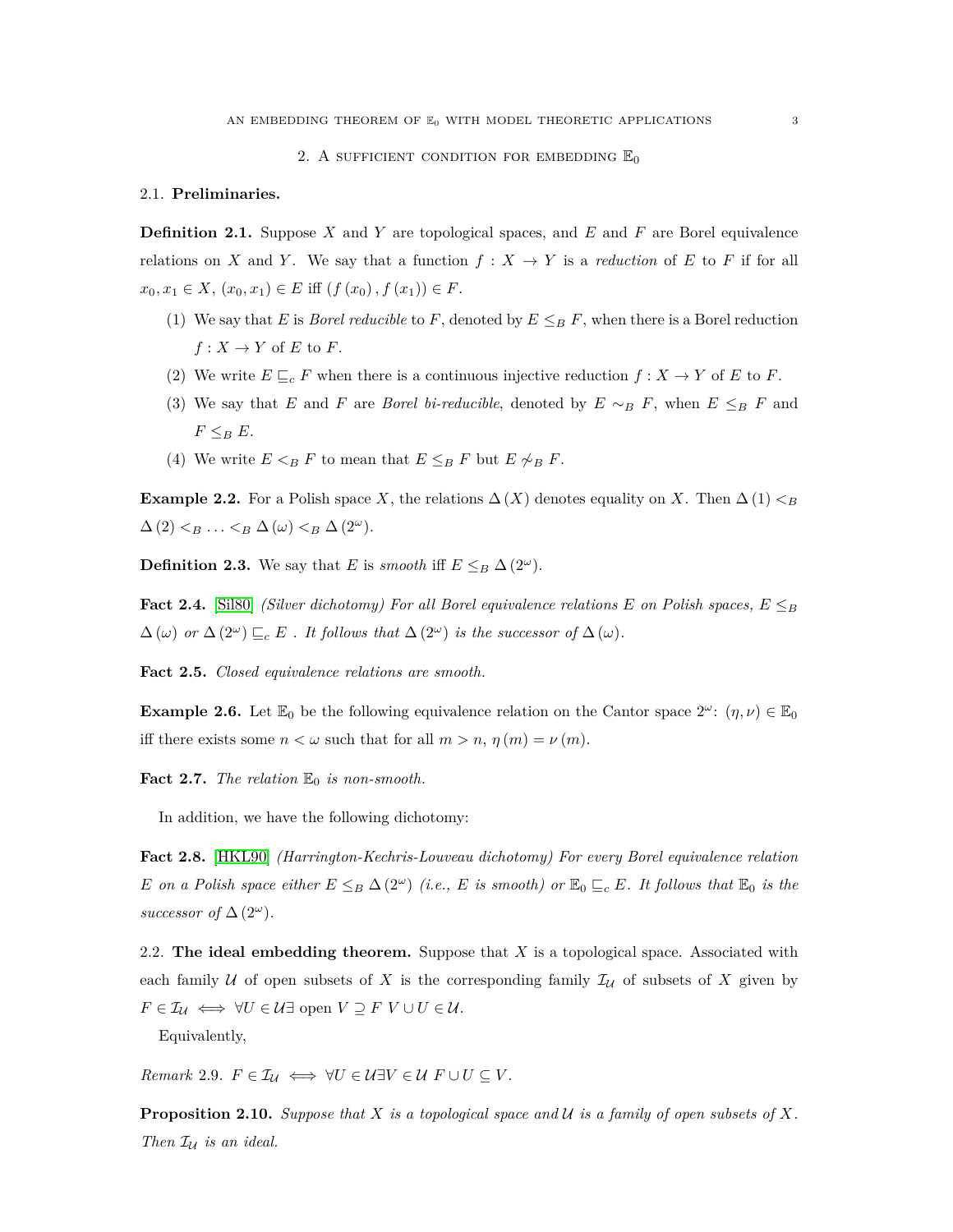## 2. A sufficient condition for embedding $\mathbb{E}_0$

### 2.1. Preliminaries.

**Definition 2.1.** Suppose $X$ and $Y$ are topological spaces, and $E$ and $F$ are Borel equivalence relations on $X$ and $Y$. We say that a function $f : X \to Y$ is a *reduction* of $E$ to $F$ if for all $x_0, x_1 \in X$, $(x_0, x_1) \in E$ iff $(f(x_0), f(x_1)) \in F$.

1. We say that $E$ is *Borel reducible* to $F$, denoted by $E \leq_B F$, when there is a Borel reduction $f : X \to Y$ of $E$ to $F$.
2. We write $E \sqsubseteq_c F$ when there is a continuous injective reduction $f : X \to Y$ of $E$ to $F$.
3. We say that $E$ and $F$ are *Borel bi-reducible*, denoted by $E \sim_B F$, when $E \leq_B F$ and $F \leq_B E$.
4. We write $E <_B F$ to mean that $E \leq_B F$ but $E \not\sim_B F$.

**Example 2.2.** For a Polish space $X$, the relations $\Delta(X)$ denotes equality on $X$. Then $\Delta(1) <_B \Delta(2) <_B \ldots <_B \Delta(\omega) <_B \Delta(2^\omega)$.

**Definition 2.3.** We say that $E$ is *smooth* iff $E \leq_B \Delta(2^\omega)$.

**Fact 2.4.** [Sil80] *(Silver dichotomy) For all Borel equivalence relations $E$ on Polish spaces, $E \leq_B \Delta(\omega)$ or $\Delta(2^\omega) \sqsubseteq_c E$ . It follows that $\Delta(2^\omega)$ is the successor of $\Delta(\omega)$.*

**Fact 2.5.** *Closed equivalence relations are smooth.*

**Example 2.6.** Let $\mathbb{E}_0$ be the following equivalence relation on the Cantor space $2^\omega$: $(\eta, \nu) \in \mathbb{E}_0$ iff there exists some $n < \omega$ such that for all $m > n$, $\eta(m) = \nu(m)$.

**Fact 2.7.** *The relation $\mathbb{E}_0$ is non-smooth.*

In addition, we have the following dichotomy:

**Fact 2.8.** [HKL90] *(Harrington-Kechris-Louveau dichotomy) For every Borel equivalence relation $E$ on a Polish space either $E \leq_B \Delta(2^\omega)$ (i.e., $E$ is smooth) or $\mathbb{E}_0 \sqsubseteq_c E$. It follows that $\mathbb{E}_0$ is the successor of $\Delta(2^\omega)$.*

### 2.2. The ideal embedding theorem.

Suppose that $X$ is a topological space. Associated with each family $\mathcal{U}$ of open subsets of $X$ is the corresponding family $\mathcal{I}_\mathcal{U}$ of subsets of $X$ given by $F \in \mathcal{I}_\mathcal{U} \iff \forall U \in \mathcal{U} \exists \text{ open } V \supseteq F \; V \cup U \in \mathcal{U}$.

Equivalently,

*Remark* 2.9. $F \in \mathcal{I}_\mathcal{U} \iff \forall U \in \mathcal{U} \exists V \in \mathcal{U} \; F \cup U \subseteq V$.

**Proposition 2.10.** *Suppose that $X$ is a topological space and $\mathcal{U}$ is a family of open subsets of $X$. Then $\mathcal{I}_\mathcal{U}$ is an ideal.*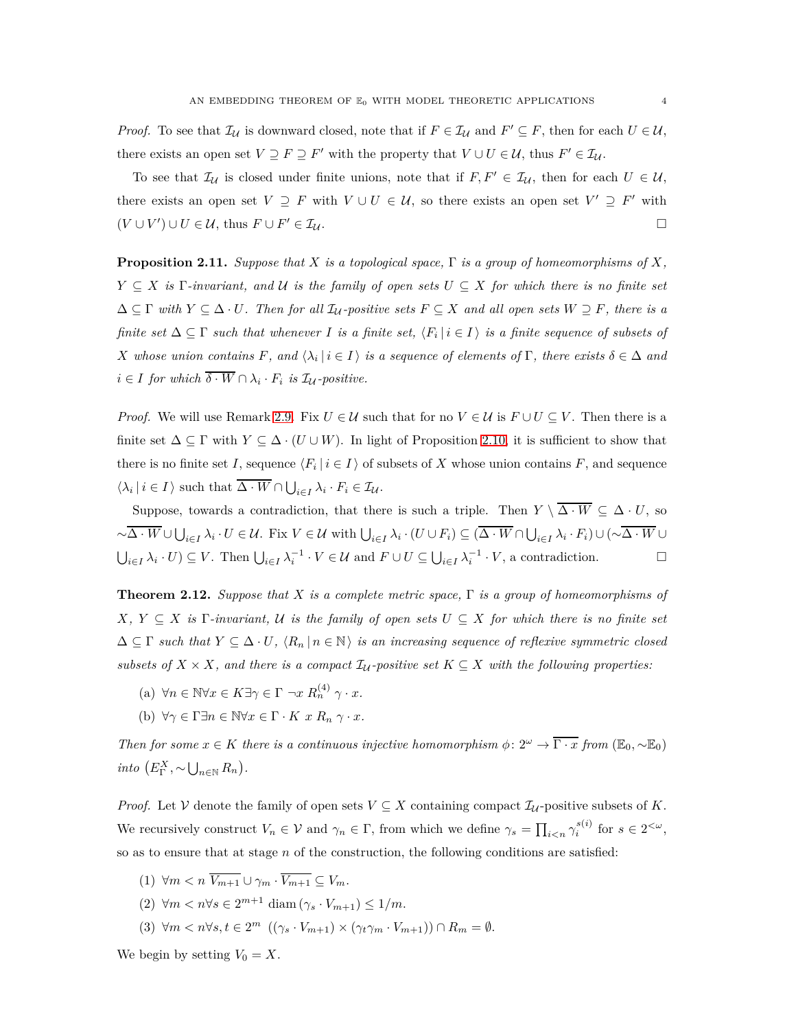*Proof.* To see that $\mathcal{I}_\mathcal{U}$ is downward closed, note that if $F \in \mathcal{I}_\mathcal{U}$ and $F' \subseteq F$, then for each $U \in \mathcal{U}$, there exists an open set $V \supseteq F \supseteq F'$ with the property that $V \cup U \in \mathcal{U}$, thus $F' \in \mathcal{I}_\mathcal{U}$.

To see that $\mathcal{I}_\mathcal{U}$ is closed under finite unions, note that if $F, F' \in \mathcal{I}_\mathcal{U}$, then for each $U \in \mathcal{U}$, there exists an open set $V \supseteq F$ with $V \cup U \in \mathcal{U}$, so there exists an open set $V' \supseteq F'$ with $(V \cup V') \cup U \in \mathcal{U}$, thus $F \cup F' \in \mathcal{I}_\mathcal{U}$. ☐

**Proposition 2.11.** *Suppose that $X$ is a topological space, $\Gamma$ is a group of homeomorphisms of $X$, $Y \subseteq X$ is $\Gamma$-invariant, and $\mathcal{U}$ is the family of open sets $U \subseteq X$ for which there is no finite set $\Delta \subseteq \Gamma$ with $Y \subseteq \Delta \cdot U$. Then for all $\mathcal{I}_\mathcal{U}$-positive sets $F \subseteq X$ and all open sets $W \supseteq F$, there is a finite set $\Delta \subseteq \Gamma$ such that whenever $I$ is a finite set, $\langle F_i \mid i \in I \rangle$ is a finite sequence of subsets of $X$ whose union contains $F$, and $\langle \lambda_i \mid i \in I \rangle$ is a sequence of elements of $\Gamma$, there exists $\delta \in \Delta$ and $i \in I$ for which $\overline{\delta \cdot W} \cap \lambda_i \cdot F_i$ is $\mathcal{I}_\mathcal{U}$-positive.*

*Proof.* We will use Remark 2.9. Fix $U \in \mathcal{U}$ such that for no $V \in \mathcal{U}$ is $F \cup U \subseteq V$. Then there is a finite set $\Delta \subseteq \Gamma$ with $Y \subseteq \Delta \cdot (U \cup W)$. In light of Proposition 2.10, it is sufficient to show that there is no finite set $I$, sequence $\langle F_i \mid i \in I \rangle$ of subsets of $X$ whose union contains $F$, and sequence $\langle \lambda_i \mid i \in I \rangle$ such that $\overline{\Delta \cdot W} \cap \bigcup_{i \in I} \lambda_i \cdot F_i \in \mathcal{I}_\mathcal{U}$.

Suppose, towards a contradiction, that there is such a triple. Then $Y \setminus \overline{\Delta \cdot W} \subseteq \Delta \cdot U$, so $\sim\overline{\Delta \cdot W} \cup \bigcup_{i \in I} \lambda_i \cdot U \in \mathcal{U}$. Fix $V \in \mathcal{U}$ with $\bigcup_{i \in I} \lambda_i \cdot (U \cup F_i) \subseteq (\overline{\Delta \cdot W} \cap \bigcup_{i \in I} \lambda_i \cdot F_i) \cup (\sim\overline{\Delta \cdot W} \cup \bigcup_{i \in I} \lambda_i \cdot U) \subseteq V$. Then $\bigcup_{i \in I} \lambda_i^{-1} \cdot V \in \mathcal{U}$ and $F \cup U \subseteq \bigcup_{i \in I} \lambda_i^{-1} \cdot V$, a contradiction. ☐

**Theorem 2.12.** *Suppose that $X$ is a complete metric space, $\Gamma$ is a group of homeomorphisms of $X$, $Y \subseteq X$ is $\Gamma$-invariant, $\mathcal{U}$ is the family of open sets $U \subseteq X$ for which there is no finite set $\Delta \subseteq \Gamma$ such that $Y \subseteq \Delta \cdot U$, $\langle R_n \mid n \in \mathbb{N} \rangle$ is an increasing sequence of reflexive symmetric closed subsets of $X \times X$, and there is a compact $\mathcal{I}_\mathcal{U}$-positive set $K \subseteq X$ with the following properties:*

(a) $\forall n \in \mathbb{N} \forall x \in K \exists \gamma \in \Gamma \ \neg x \ R_n^{(4)} \ \gamma \cdot x$.

(b) $\forall \gamma \in \Gamma \exists n \in \mathbb{N} \forall x \in \Gamma \cdot K \ x \ R_n \ \gamma \cdot x$.

*Then for some $x \in K$ there is a continuous injective homomorphism $\phi \colon 2^\omega \to \overline{\Gamma \cdot x}$ from $(\mathbb{E}_0, \sim\mathbb{E}_0)$ into $\left(E_\Gamma^X, \sim\bigcup_{n \in \mathbb{N}} R_n\right)$.*

*Proof.* Let $\mathcal{V}$ denote the family of open sets $V \subseteq X$ containing compact $\mathcal{I}_\mathcal{U}$-positive subsets of $K$. We recursively construct $V_n \in \mathcal{V}$ and $\gamma_n \in \Gamma$, from which we define $\gamma_s = \prod_{i<n} \gamma_i^{s(i)}$ for $s \in 2^{<\omega}$, so as to ensure that at stage $n$ of the construction, the following conditions are satisfied:

(1) $\forall m < n \ \overline{V_{m+1}} \cup \gamma_m \cdot \overline{V_{m+1}} \subseteq V_m$.

(2) $\forall m < n \forall s \in 2^{m+1} \ \mathrm{diam}\,(\gamma_s \cdot V_{m+1}) \leq 1/m$.

(3) $\forall m < n \forall s, t \in 2^m \ ((\gamma_s \cdot V_{m+1}) \times (\gamma_t \gamma_m \cdot V_{m+1})) \cap R_m = \emptyset$.

We begin by setting $V_0 = X$.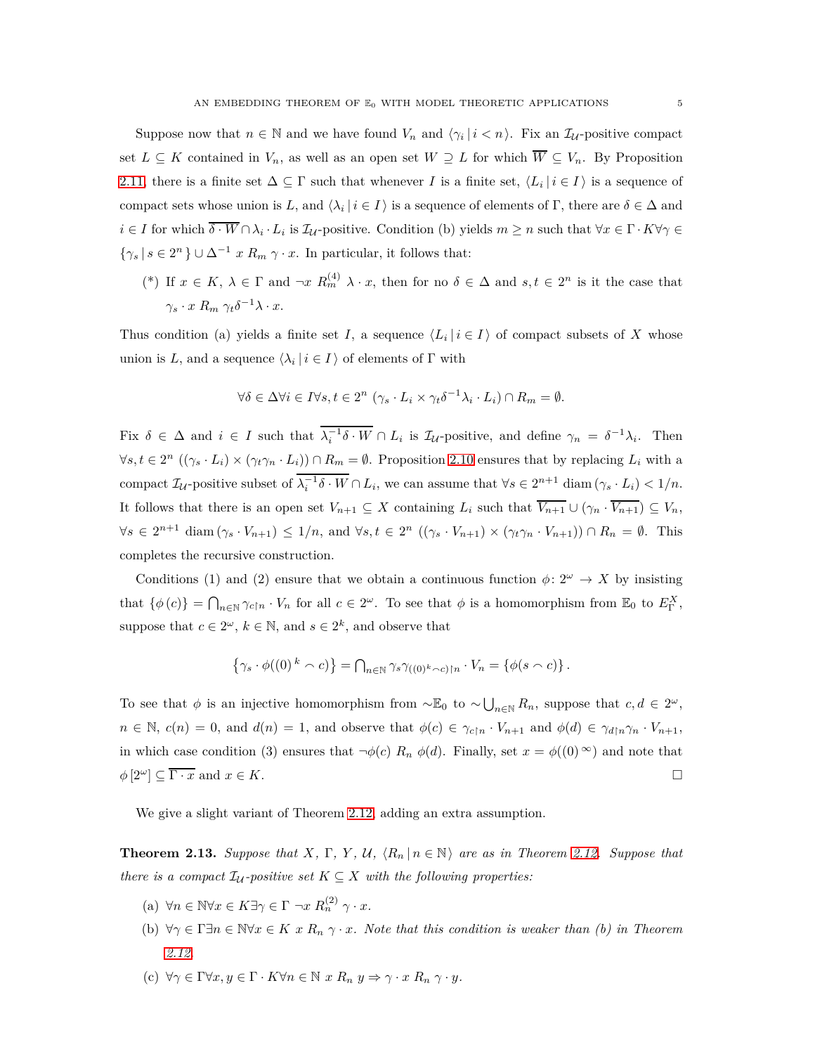Suppose now that $n \in \mathbb{N}$ and we have found $V_n$ and $\langle \gamma_i \,|\, i < n \rangle$. Fix an $\mathcal{I}_{\mathcal{U}}$-positive compact set $L \subseteq K$ contained in $V_n$, as well as an open set $W \supseteq L$ for which $\overline{W} \subseteq V_n$. By Proposition 2.11, there is a finite set $\Delta \subseteq \Gamma$ such that whenever $I$ is a finite set, $\langle L_i \,|\, i \in I \rangle$ is a sequence of compact sets whose union is $L$, and $\langle \lambda_i \,|\, i \in I \rangle$ is a sequence of elements of $\Gamma$, there are $\delta \in \Delta$ and $i \in I$ for which $\overline{\delta \cdot W} \cap \lambda_i \cdot L_i$ is $\mathcal{I}_{\mathcal{U}}$-positive. Condition (b) yields $m \geq n$ such that $\forall x \in \Gamma \cdot K \forall \gamma \in \{\gamma_s \,|\, s \in 2^n\} \cup \Delta^{-1} \; x \; R_m \; \gamma \cdot x$. In particular, it follows that:

(\*) If $x \in K$, $\lambda \in \Gamma$ and $\neg x \; R_m^{(4)} \; \lambda \cdot x$, then for no $\delta \in \Delta$ and $s, t \in 2^n$ is it the case that $\gamma_s \cdot x \; R_m \; \gamma_t \delta^{-1} \lambda \cdot x$.

Thus condition (a) yields a finite set $I$, a sequence $\langle L_i \,|\, i \in I \rangle$ of compact subsets of $X$ whose union is $L$, and a sequence $\langle \lambda_i \,|\, i \in I \rangle$ of elements of $\Gamma$ with

$$\forall \delta \in \Delta \forall i \in I \forall s, t \in 2^n \; (\gamma_s \cdot L_i \times \gamma_t \delta^{-1} \lambda_i \cdot L_i) \cap R_m = \emptyset.$$

Fix $\delta \in \Delta$ and $i \in I$ such that $\overline{\lambda_i^{-1} \delta \cdot W} \cap L_i$ is $\mathcal{I}_{\mathcal{U}}$-positive, and define $\gamma_n = \delta^{-1} \lambda_i$. Then $\forall s, t \in 2^n \; ((\gamma_s \cdot L_i) \times (\gamma_t \gamma_n \cdot L_i)) \cap R_m = \emptyset$. Proposition 2.10 ensures that by replacing $L_i$ with a compact $\mathcal{I}_{\mathcal{U}}$-positive subset of $\overline{\lambda_i^{-1} \delta \cdot W} \cap L_i$, we can assume that $\forall s \in 2^{n+1} \; \operatorname{diam}(\gamma_s \cdot L_i) < 1/n$. It follows that there is an open set $V_{n+1} \subseteq X$ containing $L_i$ such that $\overline{V_{n+1}} \cup (\gamma_n \cdot \overline{V_{n+1}}) \subseteq V_n$, $\forall s \in 2^{n+1} \; \operatorname{diam}(\gamma_s \cdot V_{n+1}) \leq 1/n$, and $\forall s, t \in 2^n \; ((\gamma_s \cdot V_{n+1}) \times (\gamma_t \gamma_n \cdot V_{n+1})) \cap R_n = \emptyset$. This completes the recursive construction.

Conditions (1) and (2) ensure that we obtain a continuous function $\phi \colon 2^\omega \to X$ by insisting that $\{\phi(c)\} = \bigcap_{n \in \mathbb{N}} \gamma_{c \restriction n} \cdot V_n$ for all $c \in 2^\omega$. To see that $\phi$ is a homomorphism from $\mathbb{E}_0$ to $E_\Gamma^X$, suppose that $c \in 2^\omega$, $k \in \mathbb{N}$, and $s \in 2^k$, and observe that

$$\{\gamma_s \cdot \phi((0)^k \frown c)\} = \bigcap_{n \in \mathbb{N}} \gamma_s \gamma_{((0)^k \frown c) \restriction n} \cdot V_n = \{\phi(s \frown c)\}.$$

To see that $\phi$ is an injective homomorphism from $\sim\mathbb{E}_0$ to $\sim \bigcup_{n \in \mathbb{N}} R_n$, suppose that $c, d \in 2^\omega$, $n \in \mathbb{N}$, $c(n) = 0$, and $d(n) = 1$, and observe that $\phi(c) \in \gamma_{c \restriction n} \cdot V_{n+1}$ and $\phi(d) \in \gamma_{d \restriction n} \gamma_n \cdot V_{n+1}$, in which case condition (3) ensures that $\neg \phi(c) \; R_n \; \phi(d)$. Finally, set $x = \phi((0)^\infty)$ and note that $\phi[2^\omega] \subseteq \overline{\Gamma \cdot x}$ and $x \in K$. $\square$

We give a slight variant of Theorem 2.12, adding an extra assumption.

**Theorem 2.13.** *Suppose that $X$, $\Gamma$, $Y$, $\mathcal{U}$, $\langle R_n \,|\, n \in \mathbb{N} \rangle$ are as in Theorem 2.12. Suppose that there is a compact $\mathcal{I}_{\mathcal{U}}$-positive set $K \subseteq X$ with the following properties:*

(a) $\forall n \in \mathbb{N} \forall x \in K \exists \gamma \in \Gamma \; \neg x \; R_n^{(2)} \; \gamma \cdot x$.

(b) $\forall \gamma \in \Gamma \exists n \in \mathbb{N} \forall x \in K \; x \; R_n \; \gamma \cdot x$. *Note that this condition is weaker than (b) in Theorem 2.12.*

(c) $\forall \gamma \in \Gamma \forall x, y \in \Gamma \cdot K \forall n \in \mathbb{N} \; x \; R_n \; y \Rightarrow \gamma \cdot x \; R_n \; \gamma \cdot y$.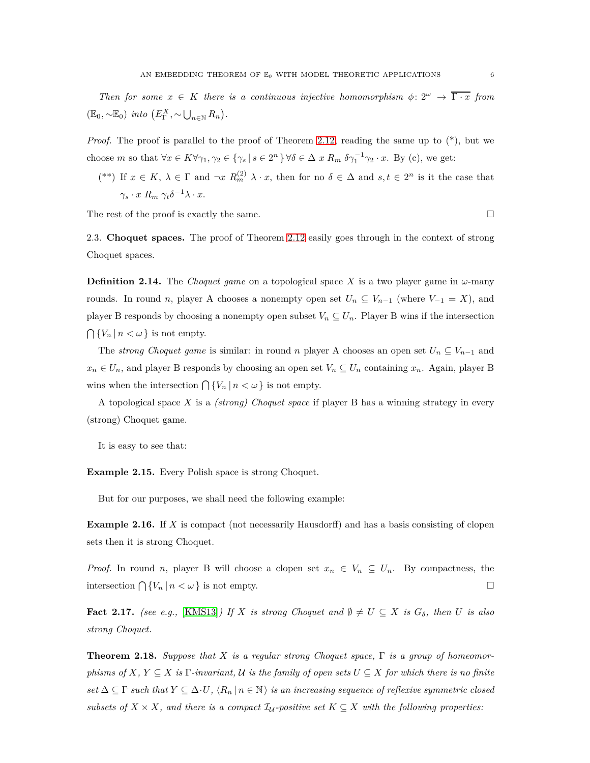*Then for some $x \in K$ there is a continuous injective homomorphism $\phi\colon 2^\omega \to \overline{\Gamma \cdot x}$ from $(\mathbb{E}_0, {\sim}\mathbb{E}_0)$ into $\left(E^X_\Gamma, {\sim}\bigcup_{n\in\mathbb{N}} R_n\right)$.*

*Proof.* The proof is parallel to the proof of Theorem 2.12, reading the same up to (\*), but we choose $m$ so that $\forall x \in K \forall \gamma_1, \gamma_2 \in \{\gamma_s \,|\, s \in 2^n\} \forall \delta \in \Delta \; x \; R_m \; \delta\gamma_1^{-1}\gamma_2 \cdot x$. By (c), we get:

(\*\*) If $x \in K$, $\lambda \in \Gamma$ and $\neg x \; R^{(2)}_m \; \lambda \cdot x$, then for no $\delta \in \Delta$ and $s, t \in 2^n$ is it the case that $\gamma_s \cdot x \; R_m \; \gamma_t \delta^{-1} \lambda \cdot x$.

The rest of the proof is exactly the same. □

## 2.3. Choquet spaces.

The proof of Theorem 2.12 easily goes through in the context of strong Choquet spaces.

**Definition 2.14.** The *Choquet game* on a topological space $X$ is a two player game in $\omega$-many rounds. In round $n$, player A chooses a nonempty open set $U_n \subseteq V_{n-1}$ (where $V_{-1} = X$), and player B responds by choosing a nonempty open subset $V_n \subseteq U_n$. Player B wins if the intersection $\bigcap \{V_n \,|\, n < \omega\}$ is not empty.

The *strong Choquet game* is similar: in round $n$ player A chooses an open set $U_n \subseteq V_{n-1}$ and $x_n \in U_n$, and player B responds by choosing an open set $V_n \subseteq U_n$ containing $x_n$. Again, player B wins when the intersection $\bigcap \{V_n \,|\, n < \omega\}$ is not empty.

A topological space $X$ is a *(strong) Choquet space* if player B has a winning strategy in every (strong) Choquet game.

It is easy to see that:

**Example 2.15.** Every Polish space is strong Choquet.

But for our purposes, we shall need the following example:

**Example 2.16.** If $X$ is compact (not necessarily Hausdorff) and has a basis consisting of clopen sets then it is strong Choquet.

*Proof.* In round $n$, player B will choose a clopen set $x_n \in V_n \subseteq U_n$. By compactness, the intersection $\bigcap \{V_n \,|\, n < \omega\}$ is not empty. □

**Fact 2.17.** *(see e.g., [KMS13]) If $X$ is strong Choquet and $\emptyset \neq U \subseteq X$ is $G_\delta$, then $U$ is also strong Choquet.*

**Theorem 2.18.** *Suppose that $X$ is a regular strong Choquet space, $\Gamma$ is a group of homeomorphisms of $X$, $Y \subseteq X$ is $\Gamma$-invariant, $\mathcal{U}$ is the family of open sets $U \subseteq X$ for which there is no finite set $\Delta \subseteq \Gamma$ such that $Y \subseteq \Delta \cdot U$, $\langle R_n \,|\, n \in \mathbb{N} \rangle$ is an increasing sequence of reflexive symmetric closed subsets of $X \times X$, and there is a compact $\mathcal{I}_{\mathcal{U}}$-positive set $K \subseteq X$ with the following properties:*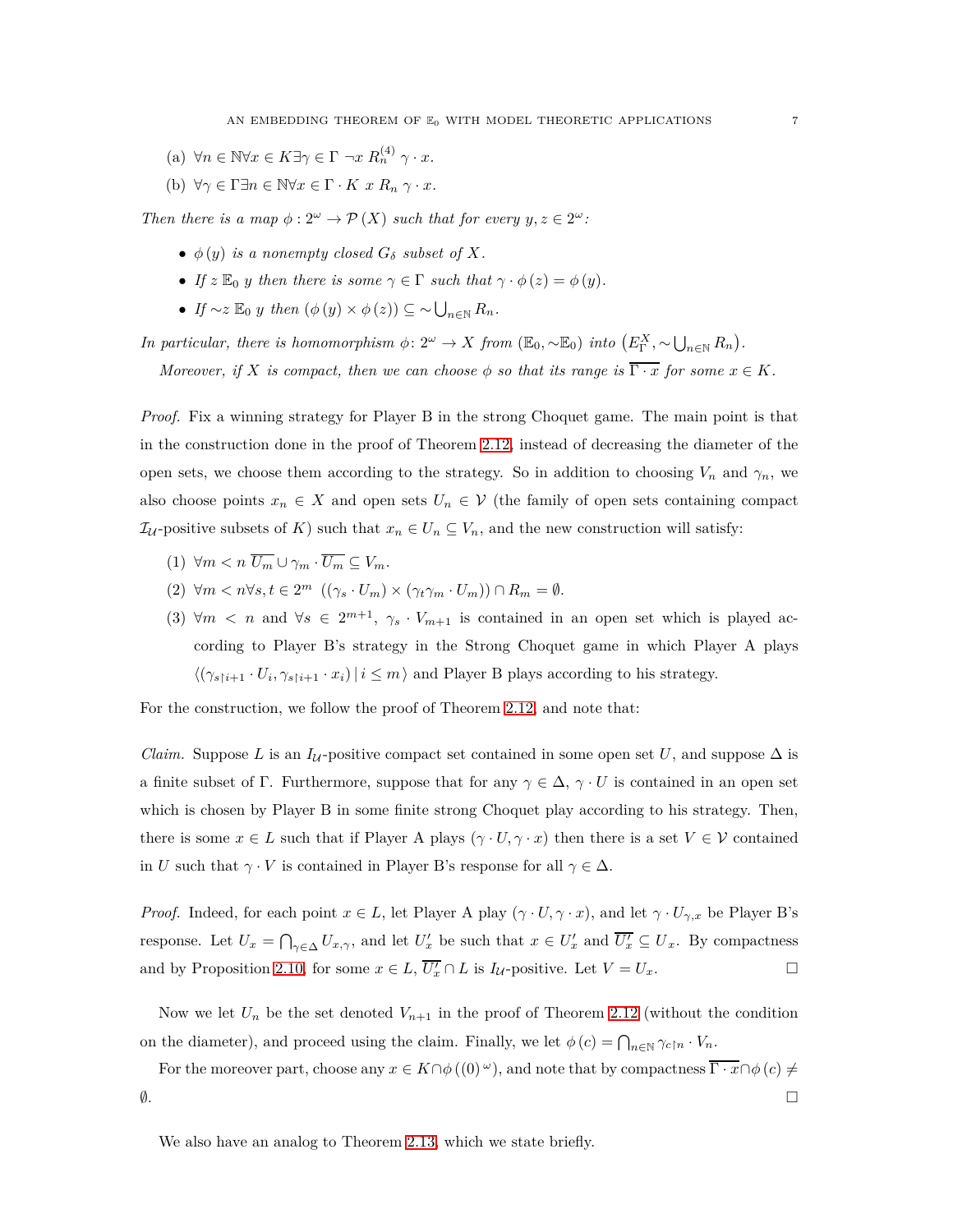(a) $\forall n \in \mathbb{N} \forall x \in K \exists \gamma \in \Gamma \ \neg x \ R_n^{(4)} \ \gamma \cdot x$.

(b) $\forall \gamma \in \Gamma \exists n \in \mathbb{N} \forall x \in \Gamma \cdot K \ x \ R_n \ \gamma \cdot x$.

*Then there is a map $\phi : 2^\omega \to \mathcal{P}(X)$ such that for every $y, z \in 2^\omega$:*

- *$\phi(y)$ is a nonempty closed $G_\delta$ subset of $X$.*
- *If $z \ \mathbb{E}_0 \ y$ then there is some $\gamma \in \Gamma$ such that $\gamma \cdot \phi(z) = \phi(y)$.*
- *If $\sim z \ \mathbb{E}_0 \ y$ then $(\phi(y) \times \phi(z)) \subseteq \sim \bigcup_{n \in \mathbb{N}} R_n$.*

*In particular, there is homomorphism $\phi \colon 2^\omega \to X$ from $(\mathbb{E}_0, \sim \mathbb{E}_0)$ into $\left(E_\Gamma^X, \sim \bigcup_{n \in \mathbb{N}} R_n\right)$.*

*Moreover, if $X$ is compact, then we can choose $\phi$ so that its range is $\overline{\Gamma \cdot x}$ for some $x \in K$.*

*Proof.* Fix a winning strategy for Player B in the strong Choquet game. The main point is that in the construction done in the proof of Theorem 2.12, instead of decreasing the diameter of the open sets, we choose them according to the strategy. So in addition to choosing $V_n$ and $\gamma_n$, we also choose points $x_n \in X$ and open sets $U_n \in \mathcal{V}$ (the family of open sets containing compact $\mathcal{I}_\mathcal{U}$-positive subsets of $K$) such that $x_n \in U_n \subseteq V_n$, and the new construction will satisfy:

(1) $\forall m < n \ \overline{U_m} \cup \gamma_m \cdot \overline{U_m} \subseteq V_m$.

(2) $\forall m < n \forall s, t \in 2^m \ ((\gamma_s \cdot U_m) \times (\gamma_t \gamma_m \cdot U_m)) \cap R_m = \emptyset$.

(3) $\forall m < n$ and $\forall s \in 2^{m+1}$, $\gamma_s \cdot V_{m+1}$ is contained in an open set which is played according to Player B's strategy in the Strong Choquet game in which Player A plays $\langle (\gamma_{s \restriction i+1} \cdot U_i, \gamma_{s \restriction i+1} \cdot x_i) \,|\, i \leq m \rangle$ and Player B plays according to his strategy.

For the construction, we follow the proof of Theorem 2.12, and note that:

*Claim.* Suppose $L$ is an $I_\mathcal{U}$-positive compact set contained in some open set $U$, and suppose $\Delta$ is a finite subset of $\Gamma$. Furthermore, suppose that for any $\gamma \in \Delta$, $\gamma \cdot U$ is contained in an open set which is chosen by Player B in some finite strong Choquet play according to his strategy. Then, there is some $x \in L$ such that if Player A plays $(\gamma \cdot U, \gamma \cdot x)$ then there is a set $V \in \mathcal{V}$ contained in $U$ such that $\gamma \cdot V$ is contained in Player B's response for all $\gamma \in \Delta$.

*Proof.* Indeed, for each point $x \in L$, let Player A play $(\gamma \cdot U, \gamma \cdot x)$, and let $\gamma \cdot U_{\gamma,x}$ be Player B's response. Let $U_x = \bigcap_{\gamma \in \Delta} U_{x,\gamma}$, and let $U'_x$ be such that $x \in U'_x$ and $\overline{U'_x} \subseteq U_x$. By compactness and by Proposition 2.10, for some $x \in L$, $\overline{U'_x} \cap L$ is $I_\mathcal{U}$-positive. Let $V = U_x$. $\square$

Now we let $U_n$ be the set denoted $V_{n+1}$ in the proof of Theorem 2.12 (without the condition on the diameter), and proceed using the claim. Finally, we let $\phi(c) = \bigcap_{n \in \mathbb{N}} \gamma_{c \restriction n} \cdot V_n$.

For the moreover part, choose any $x \in K \cap \phi((0)^\omega)$, and note that by compactness $\overline{\Gamma \cdot x} \cap \phi(c) \neq \emptyset$. $\square$

We also have an analog to Theorem 2.13, which we state briefly.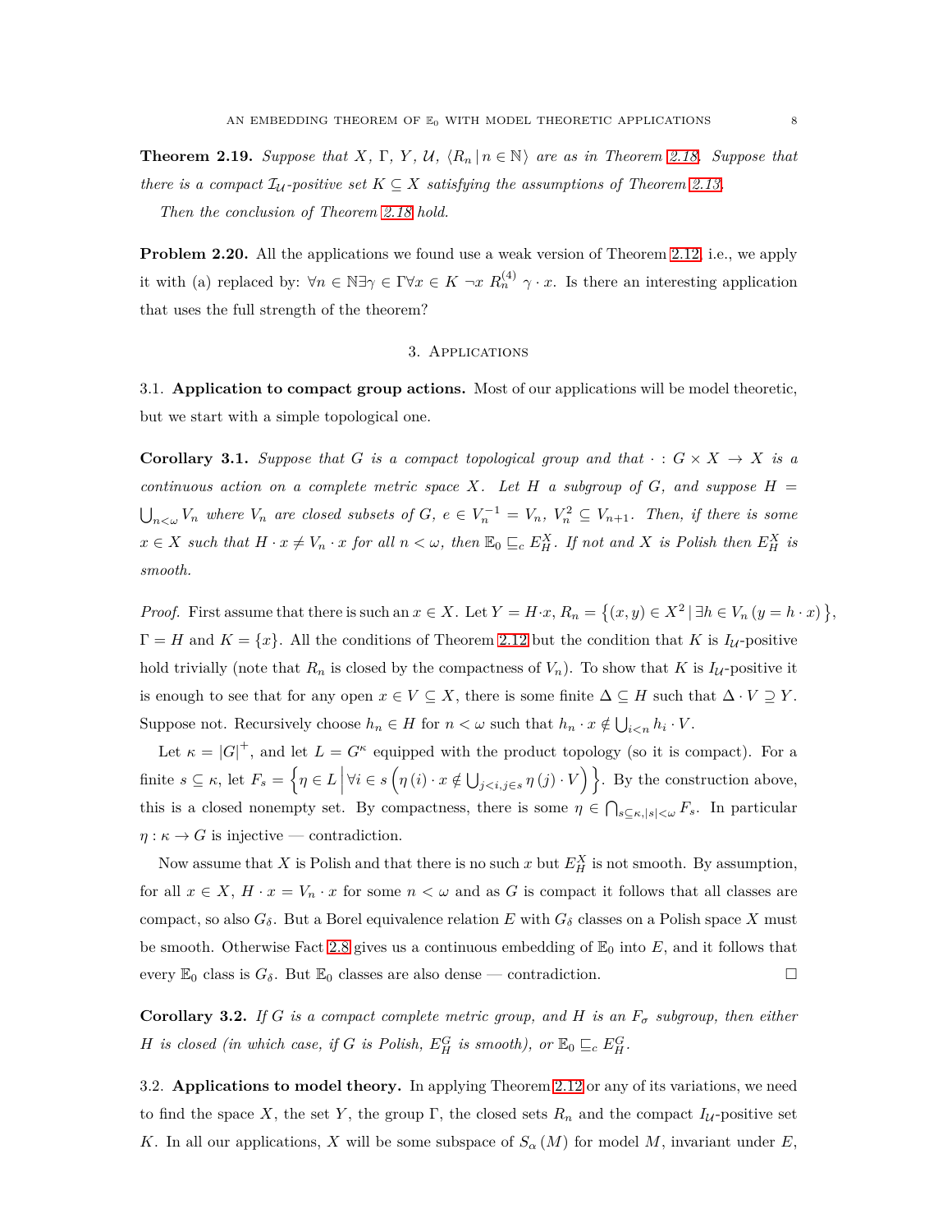**Theorem 2.19.** *Suppose that $X$, $\Gamma$, $Y$, $\mathcal{U}$, $\langle R_n \,|\, n \in \mathbb{N} \rangle$ are as in Theorem 2.18. Suppose that there is a compact $\mathcal{I}_{\mathcal{U}}$-positive set $K \subseteq X$ satisfying the assumptions of Theorem 2.13.*

*Then the conclusion of Theorem 2.18 hold.*

**Problem 2.20.** All the applications we found use a weak version of Theorem 2.12, i.e., we apply it with (a) replaced by: $\forall n \in \mathbb{N} \exists \gamma \in \Gamma \forall x \in K \; \neg x \; R_n^{(4)} \; \gamma \cdot x$. Is there an interesting application that uses the full strength of the theorem?

## 3. Applications

3.1. **Application to compact group actions.** Most of our applications will be model theoretic, but we start with a simple topological one.

**Corollary 3.1.** *Suppose that $G$ is a compact topological group and that $\cdot : G \times X \to X$ is a continuous action on a complete metric space $X$. Let $H$ a subgroup of $G$, and suppose $H = \bigcup_{n<\omega} V_n$ where $V_n$ are closed subsets of $G$, $e \in V_n^{-1} = V_n$, $V_n^2 \subseteq V_{n+1}$. Then, if there is some $x \in X$ such that $H \cdot x \neq V_n \cdot x$ for all $n < \omega$, then $\mathbb{E}_0 \sqsubseteq_c E_H^X$. If not and $X$ is Polish then $E_H^X$ is smooth.*

*Proof.* First assume that there is such an $x \in X$. Let $Y = H \cdot x$, $R_n = \left\{ (x, y) \in X^2 \,|\, \exists h \in V_n \, (y = h \cdot x) \right\}$, $\Gamma = H$ and $K = \{x\}$. All the conditions of Theorem 2.12 but the condition that $K$ is $I_{\mathcal{U}}$-positive hold trivially (note that $R_n$ is closed by the compactness of $V_n$). To show that $K$ is $I_{\mathcal{U}}$-positive it is enough to see that for any open $x \in V \subseteq X$, there is some finite $\Delta \subseteq H$ such that $\Delta \cdot V \supseteq Y$. Suppose not. Recursively choose $h_n \in H$ for $n < \omega$ such that $h_n \cdot x \notin \bigcup_{i<n} h_i \cdot V$.

Let $\kappa = |G|^+$, and let $L = G^\kappa$ equipped with the product topology (so it is compact). For a finite $s \subseteq \kappa$, let $F_s = \left\{ \eta \in L \,\middle|\, \forall i \in s \left( \eta(i) \cdot x \notin \bigcup_{j<i, j \in s} \eta(j) \cdot V \right) \right\}$. By the construction above, this is a closed nonempty set. By compactness, there is some $\eta \in \bigcap_{s \subseteq \kappa, |s|<\omega} F_s$. In particular $\eta : \kappa \to G$ is injective — contradiction.

Now assume that $X$ is Polish and that there is no such $x$ but $E_H^X$ is not smooth. By assumption, for all $x \in X$, $H \cdot x = V_n \cdot x$ for some $n < \omega$ and as $G$ is compact it follows that all classes are compact, so also $G_\delta$. But a Borel equivalence relation $E$ with $G_\delta$ classes on a Polish space $X$ must be smooth. Otherwise Fact 2.8 gives us a continuous embedding of $\mathbb{E}_0$ into $E$, and it follows that every $\mathbb{E}_0$ class is $G_\delta$. But $\mathbb{E}_0$ classes are also dense — contradiction. $\square$

**Corollary 3.2.** *If $G$ is a compact complete metric group, and $H$ is an $F_\sigma$ subgroup, then either $H$ is closed (in which case, if $G$ is Polish, $E_H^G$ is smooth), or $\mathbb{E}_0 \sqsubseteq_c E_H^G$.*

3.2. **Applications to model theory.** In applying Theorem 2.12 or any of its variations, we need to find the space $X$, the set $Y$, the group $\Gamma$, the closed sets $R_n$ and the compact $I_{\mathcal{U}}$-positive set $K$. In all our applications, $X$ will be some subspace of $S_\alpha(M)$ for model $M$, invariant under $E$,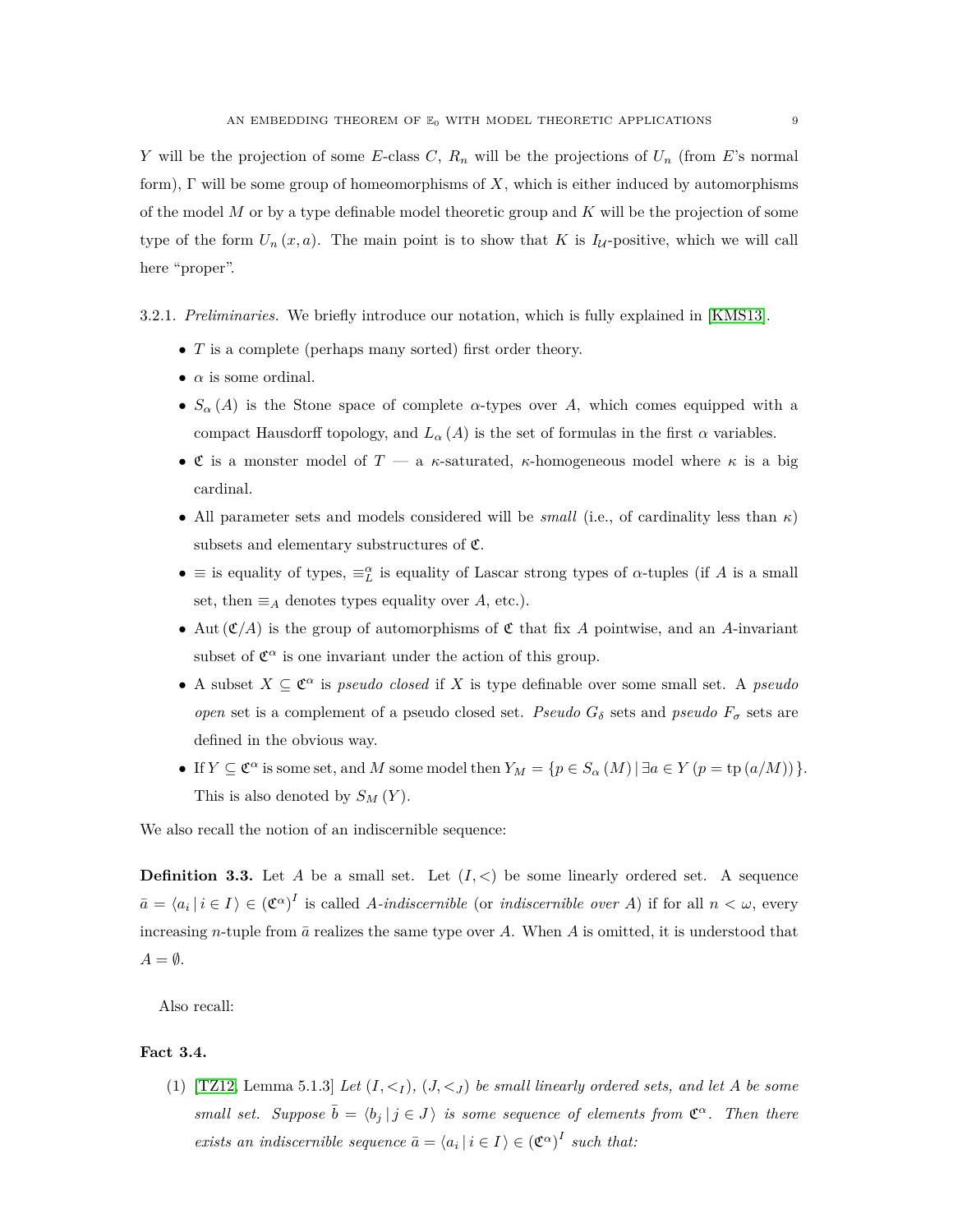$Y$ will be the projection of some $E$-class $C$, $R_n$ will be the projections of $U_n$ (from $E$'s normal form), $\Gamma$ will be some group of homeomorphisms of $X$, which is either induced by automorphisms of the model $M$ or by a type definable model theoretic group and $K$ will be the projection of some type of the form $U_n(x, a)$. The main point is to show that $K$ is $I_{\mathcal{U}}$-positive, which we will call here "proper".

3.2.1. *Preliminaries.* We briefly introduce our notation, which is fully explained in [KMS13].

- $T$ is a complete (perhaps many sorted) first order theory.
- $\alpha$ is some ordinal.
- $S_\alpha(A)$ is the Stone space of complete $\alpha$-types over $A$, which comes equipped with a compact Hausdorff topology, and $L_\alpha(A)$ is the set of formulas in the first $\alpha$ variables.
- $\mathfrak{C}$ is a monster model of $T$ — a $\kappa$-saturated, $\kappa$-homogeneous model where $\kappa$ is a big cardinal.
- All parameter sets and models considered will be *small* (i.e., of cardinality less than $\kappa$) subsets and elementary substructures of $\mathfrak{C}$.
- $\equiv$ is equality of types, $\equiv_L^\alpha$ is equality of Lascar strong types of $\alpha$-tuples (if $A$ is a small set, then $\equiv_A$ denotes types equality over $A$, etc.).
- $\mathrm{Aut}(\mathfrak{C}/A)$ is the group of automorphisms of $\mathfrak{C}$ that fix $A$ pointwise, and an $A$-invariant subset of $\mathfrak{C}^\alpha$ is one invariant under the action of this group.
- A subset $X \subseteq \mathfrak{C}^\alpha$ is *pseudo closed* if $X$ is type definable over some small set. A *pseudo open* set is a complement of a pseudo closed set. *Pseudo $G_\delta$* sets and *pseudo $F_\sigma$* sets are defined in the obvious way.
- If $Y \subseteq \mathfrak{C}^\alpha$ is some set, and $M$ some model then $Y_M = \{p \in S_\alpha(M) \mid \exists a \in Y\,(p = \mathrm{tp}(a/M))\}$. This is also denoted by $S_M(Y)$.

We also recall the notion of an indiscernible sequence:

**Definition 3.3.** Let $A$ be a small set. Let $(I, <)$ be some linearly ordered set. A sequence $\bar{a} = \langle a_i \mid i \in I \rangle \in (\mathfrak{C}^\alpha)^I$ is called *$A$-indiscernible* (or *indiscernible over $A$*) if for all $n < \omega$, every increasing $n$-tuple from $\bar{a}$ realizes the same type over $A$. When $A$ is omitted, it is understood that $A = \emptyset$.

Also recall:

**Fact 3.4.**

(1) [TZ12, Lemma 5.1.3] *Let $(I, <_I)$, $(J, <_J)$ be small linearly ordered sets, and let $A$ be some small set. Suppose $\bar{b} = \langle b_j \mid j \in J \rangle$ is some sequence of elements from $\mathfrak{C}^\alpha$. Then there exists an indiscernible sequence $\bar{a} = \langle a_i \mid i \in I \rangle \in (\mathfrak{C}^\alpha)^I$ such that:*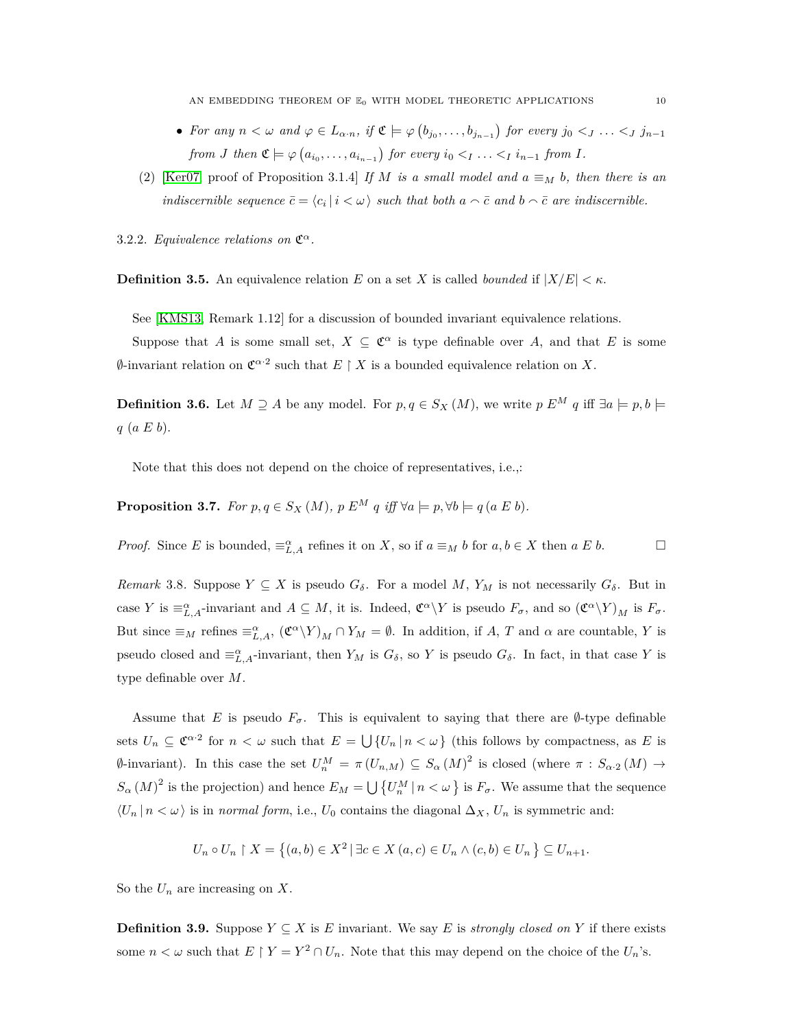- *For any $n < \omega$ and $\varphi \in L_{\alpha \cdot n}$, if $\mathfrak{C} \models \varphi\left(b_{j_0}, \ldots, b_{j_{n-1}}\right)$ for every $j_0 <_J \ldots <_J j_{n-1}$ from $J$ then $\mathfrak{C} \models \varphi\left(a_{i_0}, \ldots, a_{i_{n-1}}\right)$ for every $i_0 <_I \ldots <_I i_{n-1}$ from $I$.*

(2) [Ker07, proof of Proposition 3.1.4] *If $M$ is a small model and $a \equiv_M b$, then there is an indiscernible sequence $\bar{c} = \langle c_i \,|\, i < \omega \rangle$ such that both $a \frown \bar{c}$ and $b \frown \bar{c}$ are indiscernible.*

3.2.2. *Equivalence relations on $\mathfrak{C}^\alpha$.*

**Definition 3.5.** An equivalence relation $E$ on a set $X$ is called *bounded* if $|X/E| < \kappa$.

See [KMS13, Remark 1.12] for a discussion of bounded invariant equivalence relations.

Suppose that $A$ is some small set, $X \subseteq \mathfrak{C}^\alpha$ is type definable over $A$, and that $E$ is some $\emptyset$-invariant relation on $\mathfrak{C}^{\alpha \cdot 2}$ such that $E \upharpoonright X$ is a bounded equivalence relation on $X$.

**Definition 3.6.** Let $M \supseteq A$ be any model. For $p, q \in S_X(M)$, we write $p \; E^M \; q$ iff $\exists a \models p, b \models q \; (a \; E \; b)$.

Note that this does not depend on the choice of representatives, i.e.,:

**Proposition 3.7.** *For $p, q \in S_X(M)$, $p \; E^M \; q$ iff $\forall a \models p, \forall b \models q \, (a \; E \; b)$.*

*Proof.* Since $E$ is bounded, $\equiv^\alpha_{L,A}$ refines it on $X$, so if $a \equiv_M b$ for $a, b \in X$ then $a \; E \; b$. $\square$

*Remark* 3.8. Suppose $Y \subseteq X$ is pseudo $G_\delta$. For a model $M$, $Y_M$ is not necessarily $G_\delta$. But in case $Y$ is $\equiv^\alpha_{L,A}$-invariant and $A \subseteq M$, it is. Indeed, $\mathfrak{C}^\alpha \backslash Y$ is pseudo $F_\sigma$, and so $\left(\mathfrak{C}^\alpha \backslash Y\right)_M$ is $F_\sigma$. But since $\equiv_M$ refines $\equiv^\alpha_{L,A}$, $\left(\mathfrak{C}^\alpha \backslash Y\right)_M \cap Y_M = \emptyset$. In addition, if $A$, $T$ and $\alpha$ are countable, $Y$ is pseudo closed and $\equiv^\alpha_{L,A}$-invariant, then $Y_M$ is $G_\delta$, so $Y$ is pseudo $G_\delta$. In fact, in that case $Y$ is type definable over $M$.

Assume that $E$ is pseudo $F_\sigma$. This is equivalent to saying that there are $\emptyset$-type definable sets $U_n \subseteq \mathfrak{C}^{\alpha \cdot 2}$ for $n < \omega$ such that $E = \bigcup \{U_n \,|\, n < \omega\}$ (this follows by compactness, as $E$ is $\emptyset$-invariant). In this case the set $U^M_n = \pi\left(U_{n,M}\right) \subseteq S_\alpha(M)^2$ is closed (where $\pi : S_{\alpha \cdot 2}(M) \to S_\alpha(M)^2$ is the projection) and hence $E_M = \bigcup \left\{U^M_n \,|\, n < \omega\right\}$ is $F_\sigma$. We assume that the sequence $\langle U_n \,|\, n < \omega \rangle$ is in *normal form*, i.e., $U_0$ contains the diagonal $\Delta_X$, $U_n$ is symmetric and:

$$U_n \circ U_n \upharpoonright X = \left\{(a, b) \in X^2 \,|\, \exists c \in X \, (a, c) \in U_n \wedge (c, b) \in U_n \right\} \subseteq U_{n+1}.$$

So the $U_n$ are increasing on $X$.

**Definition 3.9.** Suppose $Y \subseteq X$ is $E$ invariant. We say $E$ is *strongly closed on* $Y$ if there exists some $n < \omega$ such that $E \upharpoonright Y = Y^2 \cap U_n$. Note that this may depend on the choice of the $U_n$'s.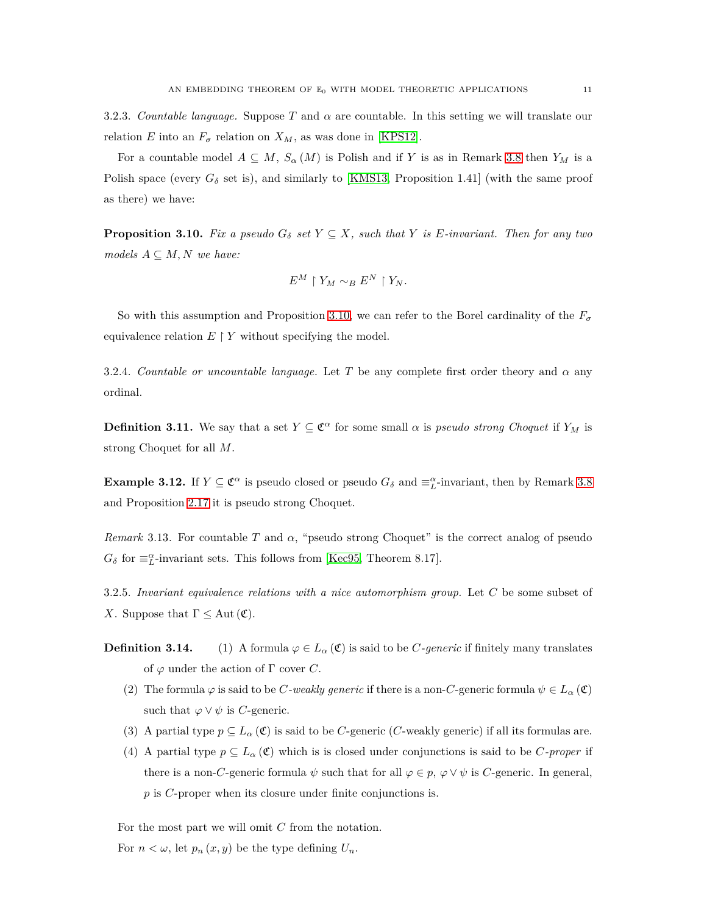3.2.3. *Countable language.* Suppose $T$ and $\alpha$ are countable. In this setting we will translate our relation $E$ into an $F_\sigma$ relation on $X_M$, as was done in [KPS12].

For a countable model $A \subseteq M$, $S_\alpha(M)$ is Polish and if $Y$ is as in Remark 3.8 then $Y_M$ is a Polish space (every $G_\delta$ set is), and similarly to [KMS13, Proposition 1.41] (with the same proof as there) we have:

**Proposition 3.10.** *Fix a pseudo $G_\delta$ set $Y \subseteq X$, such that $Y$ is $E$-invariant. Then for any two models $A \subseteq M, N$ we have:*

$$E^M \restriction Y_M \sim_B E^N \restriction Y_N.$$

So with this assumption and Proposition 3.10, we can refer to the Borel cardinality of the $F_\sigma$ equivalence relation $E \restriction Y$ without specifying the model.

3.2.4. *Countable or uncountable language.* Let $T$ be any complete first order theory and $\alpha$ any ordinal.

**Definition 3.11.** We say that a set $Y \subseteq \mathfrak{C}^\alpha$ for some small $\alpha$ is *pseudo strong Choquet* if $Y_M$ is strong Choquet for all $M$.

**Example 3.12.** If $Y \subseteq \mathfrak{C}^\alpha$ is pseudo closed or pseudo $G_\delta$ and $\equiv_L^\alpha$-invariant, then by Remark 3.8 and Proposition 2.17 it is pseudo strong Choquet.

*Remark* 3.13. For countable $T$ and $\alpha$, "pseudo strong Choquet" is the correct analog of pseudo $G_\delta$ for $\equiv_L^\alpha$-invariant sets. This follows from [Kec95, Theorem 8.17].

3.2.5. *Invariant equivalence relations with a nice automorphism group.* Let $C$ be some subset of $X$. Suppose that $\Gamma \leq \mathrm{Aut}(\mathfrak{C})$.

**Definition 3.14.**
1. A formula $\varphi \in L_\alpha(\mathfrak{C})$ is said to be $C$-*generic* if finitely many translates of $\varphi$ under the action of $\Gamma$ cover $C$.
2. The formula $\varphi$ is said to be $C$-*weakly generic* if there is a non-$C$-generic formula $\psi \in L_\alpha(\mathfrak{C})$ such that $\varphi \vee \psi$ is $C$-generic.
3. A partial type $p \subseteq L_\alpha(\mathfrak{C})$ is said to be $C$-generic ($C$-weakly generic) if all its formulas are.
4. A partial type $p \subseteq L_\alpha(\mathfrak{C})$ which is is closed under conjunctions is said to be $C$-*proper* if there is a non-$C$-generic formula $\psi$ such that for all $\varphi \in p$, $\varphi \vee \psi$ is $C$-generic. In general, $p$ is $C$-proper when its closure under finite conjunctions is.

For the most part we will omit $C$ from the notation.

For $n < \omega$, let $p_n(x, y)$ be the type defining $U_n$.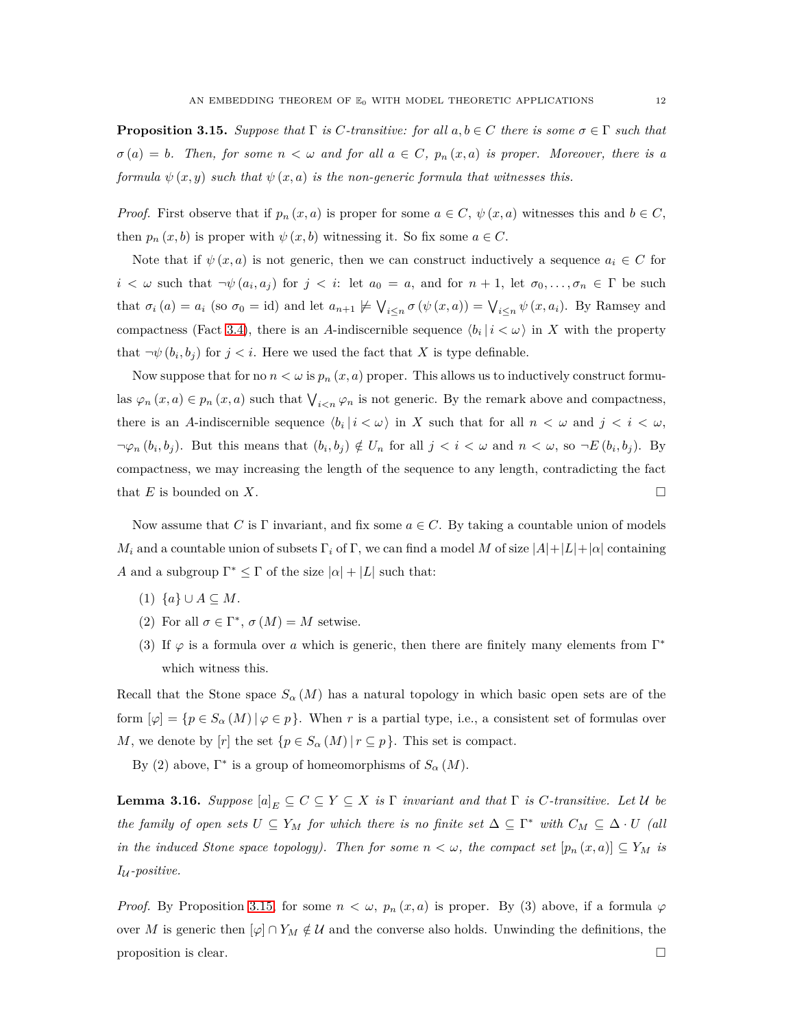**Proposition 3.15.** *Suppose that $\Gamma$ is $C$-transitive: for all $a, b \in C$ there is some $\sigma \in \Gamma$ such that $\sigma(a) = b$. Then, for some $n < \omega$ and for all $a \in C$, $p_n(x, a)$ is proper. Moreover, there is a formula $\psi(x, y)$ such that $\psi(x, a)$ is the non-generic formula that witnesses this.*

*Proof.* First observe that if $p_n(x, a)$ is proper for some $a \in C$, $\psi(x, a)$ witnesses this and $b \in C$, then $p_n(x, b)$ is proper with $\psi(x, b)$ witnessing it. So fix some $a \in C$.

Note that if $\psi(x, a)$ is not generic, then we can construct inductively a sequence $a_i \in C$ for $i < \omega$ such that $\neg\psi(a_i, a_j)$ for $j < i$: let $a_0 = a$, and for $n + 1$, let $\sigma_0, \ldots, \sigma_n \in \Gamma$ be such that $\sigma_i(a) = a_i$ (so $\sigma_0 = \mathrm{id}$) and let $a_{n+1} \not\models \bigvee_{i \le n} \sigma(\psi(x, a)) = \bigvee_{i \le n} \psi(x, a_i)$. By Ramsey and compactness (Fact 3.4), there is an $A$-indiscernible sequence $\langle b_i \,|\, i < \omega \rangle$ in $X$ with the property that $\neg\psi(b_i, b_j)$ for $j < i$. Here we used the fact that $X$ is type definable.

Now suppose that for no $n < \omega$ is $p_n(x, a)$ proper. This allows us to inductively construct formulas $\varphi_n(x, a) \in p_n(x, a)$ such that $\bigvee_{i<n} \varphi_n$ is not generic. By the remark above and compactness, there is an $A$-indiscernible sequence $\langle b_i \,|\, i < \omega \rangle$ in $X$ such that for all $n < \omega$ and $j < i < \omega$, $\neg\varphi_n(b_i, b_j)$. But this means that $(b_i, b_j) \notin U_n$ for all $j < i < \omega$ and $n < \omega$, so $\neg E(b_i, b_j)$. By compactness, we may increasing the length of the sequence to any length, contradicting the fact that $E$ is bounded on $X$. $\square$

Now assume that $C$ is $\Gamma$ invariant, and fix some $a \in C$. By taking a countable union of models $M_i$ and a countable union of subsets $\Gamma_i$ of $\Gamma$, we can find a model $M$ of size $|A| + |L| + |\alpha|$ containing $A$ and a subgroup $\Gamma^* \le \Gamma$ of the size $|\alpha| + |L|$ such that:

(1) $\{a\} \cup A \subseteq M$.

(2) For all $\sigma \in \Gamma^*$, $\sigma(M) = M$ setwise.

(3) If $\varphi$ is a formula over $a$ which is generic, then there are finitely many elements from $\Gamma^*$ which witness this.

Recall that the Stone space $S_\alpha(M)$ has a natural topology in which basic open sets are of the form $[\varphi] = \{p \in S_\alpha(M) \,|\, \varphi \in p\}$. When $r$ is a partial type, i.e., a consistent set of formulas over $M$, we denote by $[r]$ the set $\{p \in S_\alpha(M) \,|\, r \subseteq p\}$. This set is compact.

By (2) above, $\Gamma^*$ is a group of homeomorphisms of $S_\alpha(M)$.

**Lemma 3.16.** *Suppose $[a]_E \subseteq C \subseteq Y \subseteq X$ is $\Gamma$ invariant and that $\Gamma$ is $C$-transitive. Let $\mathcal{U}$ be the family of open sets $U \subseteq Y_M$ for which there is no finite set $\Delta \subseteq \Gamma^*$ with $C_M \subseteq \Delta \cdot U$ (all in the induced Stone space topology). Then for some $n < \omega$, the compact set $[p_n(x, a)] \subseteq Y_M$ is $I_{\mathcal{U}}$-positive.*

*Proof.* By Proposition 3.15, for some $n < \omega$, $p_n(x, a)$ is proper. By (3) above, if a formula $\varphi$ over $M$ is generic then $[\varphi] \cap Y_M \notin \mathcal{U}$ and the converse also holds. Unwinding the definitions, the proposition is clear. $\square$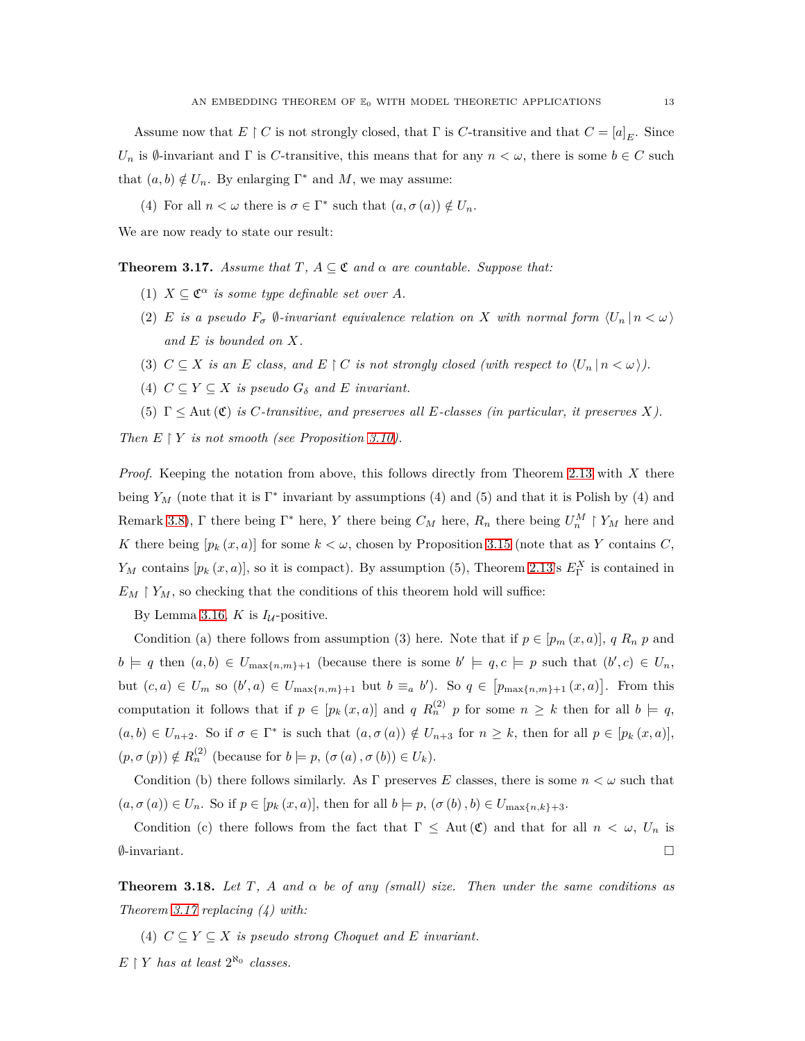Assume now that $E \restriction C$ is not strongly closed, that $\Gamma$ is $C$-transitive and that $C = [a]_E$. Since $U_n$ is $\emptyset$-invariant and $\Gamma$ is $C$-transitive, this means that for any $n < \omega$, there is some $b \in C$ such that $(a, b) \notin U_n$. By enlarging $\Gamma^*$ and $M$, we may assume:

(4) For all $n < \omega$ there is $\sigma \in \Gamma^*$ such that $(a, \sigma(a)) \notin U_n$.

We are now ready to state our result:

**Theorem 3.17.** *Assume that $T$, $A \subseteq \mathfrak{C}$ and $\alpha$ are countable. Suppose that:*

(1) *$X \subseteq \mathfrak{C}^\alpha$ is some type definable set over $A$.*

(2) *$E$ is a pseudo $F_\sigma$ $\emptyset$-invariant equivalence relation on $X$ with normal form $\langle U_n \mid n < \omega \rangle$ and $E$ is bounded on $X$.*

(3) *$C \subseteq X$ is an $E$ class, and $E \restriction C$ is not strongly closed (with respect to $\langle U_n \mid n < \omega \rangle$).*

(4) *$C \subseteq Y \subseteq X$ is pseudo $G_\delta$ and $E$ invariant.*

(5) *$\Gamma \leq \mathrm{Aut}(\mathfrak{C})$ is $C$-transitive, and preserves all $E$-classes (in particular, it preserves $X$).*

*Then $E \restriction Y$ is not smooth (see Proposition 3.10).*

*Proof.* Keeping the notation from above, this follows directly from Theorem 2.13 with $X$ there being $Y_M$ (note that it is $\Gamma^*$ invariant by assumptions (4) and (5) and that it is Polish by (4) and Remark 3.8), $\Gamma$ there being $\Gamma^*$ here, $Y$ there being $C_M$ here, $R_n$ there being $U_n^M \restriction Y_M$ here and $K$ there being $[p_k(x, a)]$ for some $k < \omega$, chosen by Proposition 3.15 (note that as $Y$ contains $C$, $Y_M$ contains $[p_k(x, a)]$, so it is compact). By assumption (5), Theorem 2.13's $E_\Gamma^X$ is contained in $E_M \restriction Y_M$, so checking that the conditions of this theorem hold will suffice:

By Lemma 3.16, $K$ is $I_{\mathcal{U}}$-positive.

Condition (a) there follows from assumption (3) here. Note that if $p \in [p_m(x, a)]$, $q \; R_n \; p$ and $b \models q$ then $(a, b) \in U_{\max\{n,m\}+1}$ (because there is some $b' \models q, c \models p$ such that $(b', c) \in U_n$, but $(c, a) \in U_m$ so $(b', a) \in U_{\max\{n,m\}+1}$ but $b \equiv_a b'$). So $q \in \left[p_{\max\{n,m\}+1}(x, a)\right]$. From this computation it follows that if $p \in [p_k(x, a)]$ and $q \; R_n^{(2)} \; p$ for some $n \geq k$ then for all $b \models q$, $(a, b) \in U_{n+2}$. So if $\sigma \in \Gamma^*$ is such that $(a, \sigma(a)) \notin U_{n+3}$ for $n \geq k$, then for all $p \in [p_k(x, a)]$, $(p, \sigma(p)) \notin R_n^{(2)}$ (because for $b \models p$, $(\sigma(a), \sigma(b)) \in U_k$).

Condition (b) there follows similarly. As $\Gamma$ preserves $E$ classes, there is some $n < \omega$ such that $(a, \sigma(a)) \in U_n$. So if $p \in [p_k(x, a)]$, then for all $b \models p$, $(\sigma(b), b) \in U_{\max\{n,k\}+3}$.

Condition (c) there follows from the fact that $\Gamma \leq \mathrm{Aut}(\mathfrak{C})$ and that for all $n < \omega$, $U_n$ is $\emptyset$-invariant. $\square$

**Theorem 3.18.** *Let $T$, $A$ and $\alpha$ be of any (small) size. Then under the same conditions as Theorem 3.17 replacing (4) with:*

(4) *$C \subseteq Y \subseteq X$ is pseudo strong Choquet and $E$ invariant.*

*$E \restriction Y$ has at least $2^{\aleph_0}$ classes.*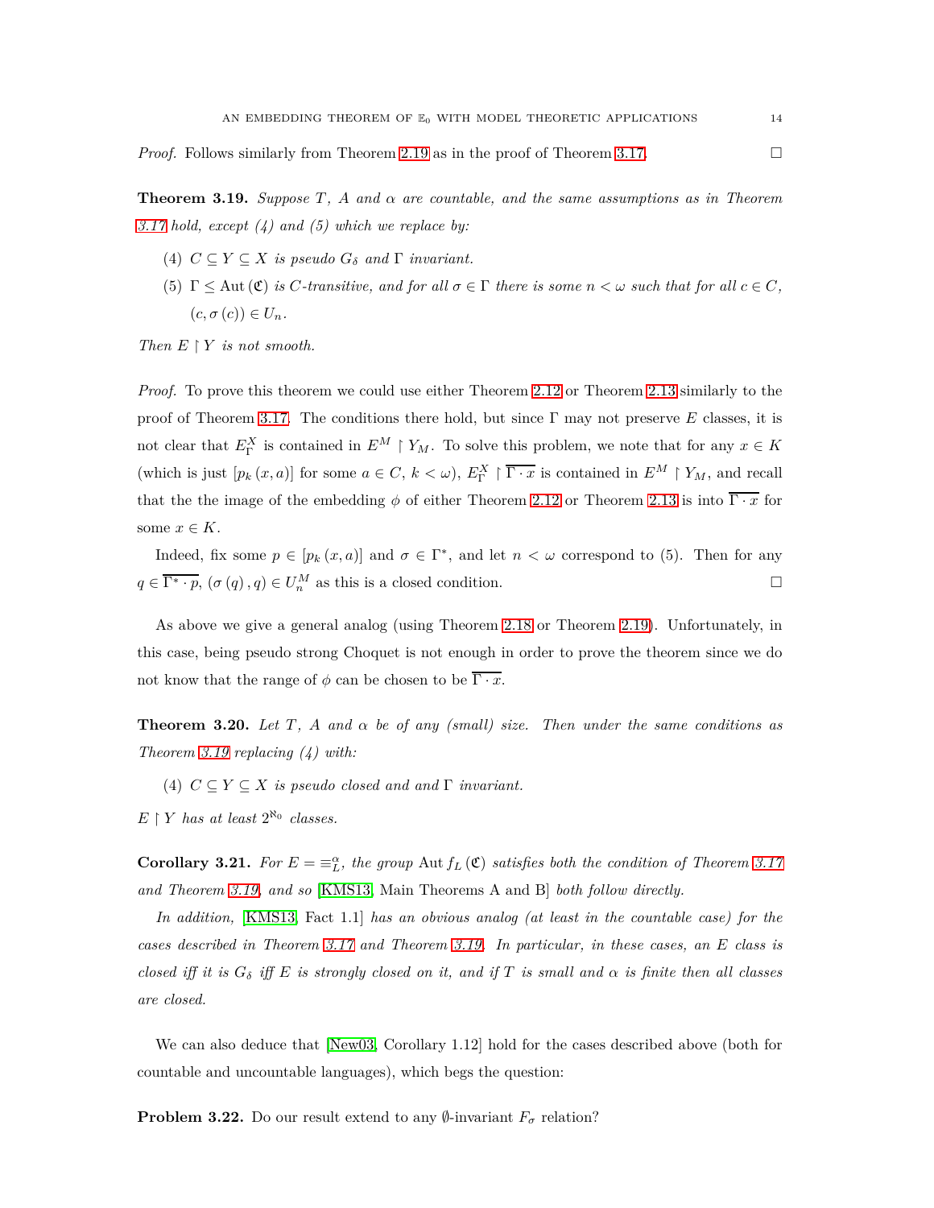*Proof.* Follows similarly from Theorem 2.19 as in the proof of Theorem 3.17. ☐

**Theorem 3.19.** *Suppose $T$, $A$ and $\alpha$ are countable, and the same assumptions as in Theorem 3.17 hold, except (4) and (5) which we replace by:*

(4) *$C \subseteq Y \subseteq X$ is pseudo $G_\delta$ and $\Gamma$ invariant.*

(5) *$\Gamma \leq \operatorname{Aut}(\mathfrak{C})$ is $C$-transitive, and for all $\sigma \in \Gamma$ there is some $n < \omega$ such that for all $c \in C$, $(c, \sigma(c)) \in U_n$.*

*Then $E \restriction Y$ is not smooth.*

*Proof.* To prove this theorem we could use either Theorem 2.12 or Theorem 2.13 similarly to the proof of Theorem 3.17. The conditions there hold, but since $\Gamma$ may not preserve $E$ classes, it is not clear that $E^X_\Gamma$ is contained in $E^M \restriction Y_M$. To solve this problem, we note that for any $x \in K$ (which is just $[p_k(x, a)]$ for some $a \in C$, $k < \omega$), $E^X_\Gamma \restriction \overline{\Gamma \cdot x}$ is contained in $E^M \restriction Y_M$, and recall that the the image of the embedding $\phi$ of either Theorem 2.12 or Theorem 2.13 is into $\overline{\Gamma \cdot x}$ for some $x \in K$.

Indeed, fix some $p \in [p_k(x, a)]$ and $\sigma \in \Gamma^*$, and let $n < \omega$ correspond to (5). Then for any $q \in \overline{\Gamma^* \cdot p}$, $(\sigma(q), q) \in U^M_n$ as this is a closed condition. ☐

As above we give a general analog (using Theorem 2.18 or Theorem 2.19). Unfortunately, in this case, being pseudo strong Choquet is not enough in order to prove the theorem since we do not know that the range of $\phi$ can be chosen to be $\overline{\Gamma \cdot x}$.

**Theorem 3.20.** *Let $T$, $A$ and $\alpha$ be of any (small) size. Then under the same conditions as Theorem 3.19 replacing (4) with:*

(4) *$C \subseteq Y \subseteq X$ is pseudo closed and and $\Gamma$ invariant.*

*$E \restriction Y$ has at least $2^{\aleph_0}$ classes.*

**Corollary 3.21.** *For $E = \equiv^\alpha_L$, the group $\operatorname{Aut} f_L(\mathfrak{C})$ satisfies both the condition of Theorem 3.17 and Theorem 3.19, and so* [KMS13, Main Theorems A and B] *both follow directly.*

*In addition,* [KMS13, Fact 1.1] *has an obvious analog (at least in the countable case) for the cases described in Theorem 3.17 and Theorem 3.19. In particular, in these cases, an $E$ class is closed iff it is $G_\delta$ iff $E$ is strongly closed on it, and if $T$ is small and $\alpha$ is finite then all classes are closed.*

We can also deduce that [New03, Corollary 1.12] hold for the cases described above (both for countable and uncountable languages), which begs the question:

**Problem 3.22.** Do our result extend to any $\emptyset$-invariant $F_\sigma$ relation?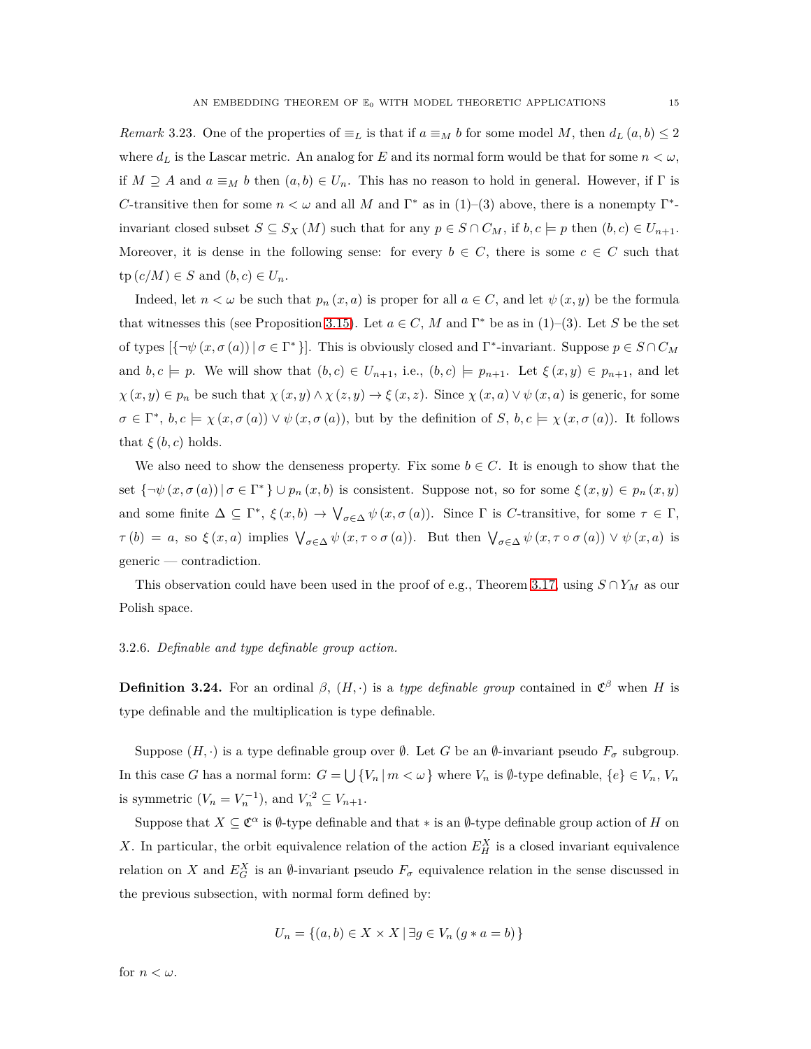*Remark* 3.23. One of the properties of $\equiv_L$ is that if $a \equiv_M b$ for some model $M$, then $d_L(a,b) \le 2$ where $d_L$ is the Lascar metric. An analog for $E$ and its normal form would be that for some $n < \omega$, if $M \supseteq A$ and $a \equiv_M b$ then $(a,b) \in U_n$. This has no reason to hold in general. However, if $\Gamma$ is $C$-transitive then for some $n < \omega$ and all $M$ and $\Gamma^*$ as in (1)–(3) above, there is a nonempty $\Gamma^*$-invariant closed subset $S \subseteq S_X(M)$ such that for any $p \in S \cap C_M$, if $b, c \models p$ then $(b,c) \in U_{n+1}$. Moreover, it is dense in the following sense: for every $b \in C$, there is some $c \in C$ such that $\operatorname{tp}(c/M) \in S$ and $(b,c) \in U_n$.

Indeed, let $n < \omega$ be such that $p_n(x,a)$ is proper for all $a \in C$, and let $\psi(x,y)$ be the formula that witnesses this (see Proposition 3.15). Let $a \in C$, $M$ and $\Gamma^*$ be as in (1)–(3). Let $S$ be the set of types $[\{\neg\psi(x,\sigma(a)) \mid \sigma \in \Gamma^*\}]$. This is obviously closed and $\Gamma^*$-invariant. Suppose $p \in S \cap C_M$ and $b, c \models p$. We will show that $(b,c) \in U_{n+1}$, i.e., $(b,c) \models p_{n+1}$. Let $\xi(x,y) \in p_{n+1}$, and let $\chi(x,y) \in p_n$ be such that $\chi(x,y) \wedge \chi(z,y) \to \xi(x,z)$. Since $\chi(x,a) \vee \psi(x,a)$ is generic, for some $\sigma \in \Gamma^*$, $b, c \models \chi(x,\sigma(a)) \vee \psi(x,\sigma(a))$, but by the definition of $S$, $b, c \models \chi(x,\sigma(a))$. It follows that $\xi(b,c)$ holds.

We also need to show the denseness property. Fix some $b \in C$. It is enough to show that the set $\{\neg\psi(x,\sigma(a)) \mid \sigma \in \Gamma^*\} \cup p_n(x,b)$ is consistent. Suppose not, so for some $\xi(x,y) \in p_n(x,y)$ and some finite $\Delta \subseteq \Gamma^*$, $\xi(x,b) \to \bigvee_{\sigma \in \Delta} \psi(x,\sigma(a))$. Since $\Gamma$ is $C$-transitive, for some $\tau \in \Gamma$, $\tau(b) = a$, so $\xi(x,a)$ implies $\bigvee_{\sigma \in \Delta} \psi(x, \tau \circ \sigma(a))$. But then $\bigvee_{\sigma \in \Delta} \psi(x, \tau \circ \sigma(a)) \vee \psi(x,a)$ is generic — contradiction.

This observation could have been used in the proof of e.g., Theorem 3.17, using $S \cap Y_M$ as our Polish space.

#### 3.2.6. *Definable and type definable group action.*

**Definition 3.24.** For an ordinal $\beta$, $(H,\cdot)$ is a *type definable group* contained in $\mathfrak{C}^\beta$ when $H$ is type definable and the multiplication is type definable.

Suppose $(H,\cdot)$ is a type definable group over $\emptyset$. Let $G$ be an $\emptyset$-invariant pseudo $F_\sigma$ subgroup. In this case $G$ has a normal form: $G = \bigcup\{V_n \mid m < \omega\}$ where $V_n$ is $\emptyset$-type definable, $\{e\} \in V_n$, $V_n$ is symmetric ($V_n = V_n^{-1}$), and $V_n^{\cdot 2} \subseteq V_{n+1}$.

Suppose that $X \subseteq \mathfrak{C}^\alpha$ is $\emptyset$-type definable and that $*$ is an $\emptyset$-type definable group action of $H$ on $X$. In particular, the orbit equivalence relation of the action $E_H^X$ is a closed invariant equivalence relation on $X$ and $E_G^X$ is an $\emptyset$-invariant pseudo $F_\sigma$ equivalence relation in the sense discussed in the previous subsection, with normal form defined by:

$$U_n = \{(a,b) \in X \times X \mid \exists g \in V_n\, (g * a = b)\}$$

for $n < \omega$.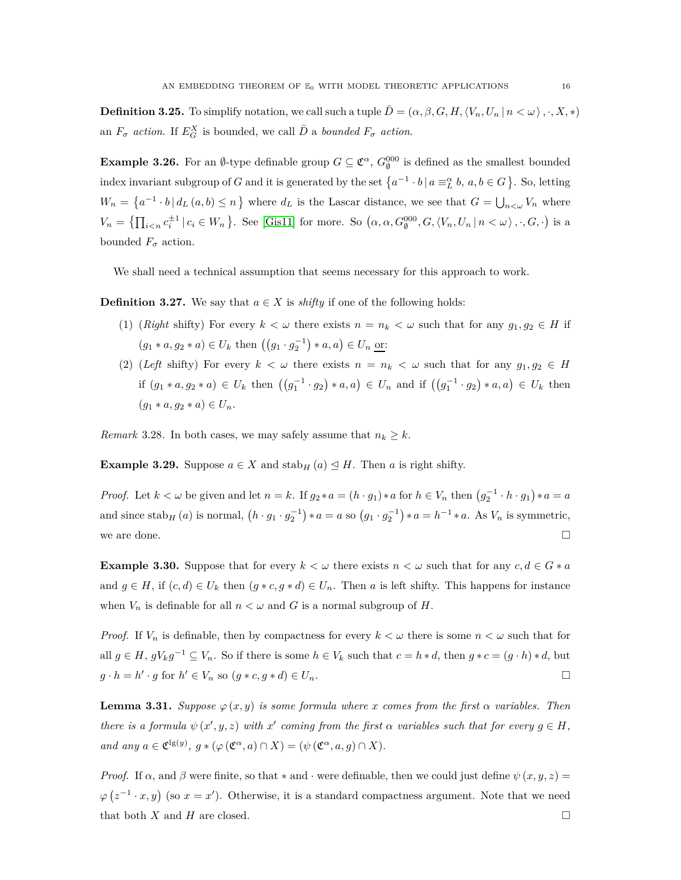**Definition 3.25.** To simplify notation, we call such a tuple $\bar{D} = (\alpha, \beta, G, H, \langle V_n, U_n \mid n < \omega \rangle, \cdot, X, *)$ an *$F_\sigma$ action*. If $E_G^X$ is bounded, we call $\bar{D}$ a *bounded $F_\sigma$ action*.

**Example 3.26.** For an $\emptyset$-type definable group $G \subseteq \mathfrak{C}^\alpha$, $G_\emptyset^{000}$ is defined as the smallest bounded index invariant subgroup of $G$ and it is generated by the set $\left\{ a^{-1} \cdot b \mid a \equiv_L^\alpha b,\, a, b \in G \right\}$. So, letting $W_n = \left\{ a^{-1} \cdot b \mid d_L(a, b) \leq n \right\}$ where $d_L$ is the Lascar distance, we see that $G = \bigcup_{n<\omega} V_n$ where $V_n = \left\{ \prod_{i<n} c_i^{\pm 1} \mid c_i \in W_n \right\}$. See [Gis11] for more. So $\left(\alpha, \alpha, G_\emptyset^{000}, G, \langle V_n, U_n \mid n < \omega \rangle, \cdot, G, \cdot\right)$ is a bounded $F_\sigma$ action.

We shall need a technical assumption that seems necessary for this approach to work.

**Definition 3.27.** We say that $a \in X$ is *shifty* if one of the following holds:

1. (*Right* shifty) For every $k < \omega$ there exists $n = n_k < \omega$ such that for any $g_1, g_2 \in H$ if $(g_1 * a, g_2 * a) \in U_k$ then $\left(\left(g_1 \cdot g_2^{-1}\right) * a, a\right) \in U_n$ <u>or</u>:
2. (*Left* shifty) For every $k < \omega$ there exists $n = n_k < \omega$ such that for any $g_1, g_2 \in H$ if $(g_1 * a, g_2 * a) \in U_k$ then $\left(\left(g_1^{-1} \cdot g_2\right) * a, a\right) \in U_n$ and if $\left(\left(g_1^{-1} \cdot g_2\right) * a, a\right) \in U_k$ then $(g_1 * a, g_2 * a) \in U_n$.

*Remark* 3.28. In both cases, we may safely assume that $n_k \geq k$.

**Example 3.29.** Suppose $a \in X$ and $\operatorname{stab}_H(a) \trianglelefteq H$. Then $a$ is right shifty.

*Proof.* Let $k < \omega$ be given and let $n = k$. If $g_2 * a = (h \cdot g_1) * a$ for $h \in V_n$ then $\left(g_2^{-1} \cdot h \cdot g_1\right) * a = a$ and since $\operatorname{stab}_H(a)$ is normal, $\left(h \cdot g_1 \cdot g_2^{-1}\right) * a = a$ so $\left(g_1 \cdot g_2^{-1}\right) * a = h^{-1} * a$. As $V_n$ is symmetric, we are done. $\square$

**Example 3.30.** Suppose that for every $k < \omega$ there exists $n < \omega$ such that for any $c, d \in G * a$ and $g \in H$, if $(c, d) \in U_k$ then $(g * c, g * d) \in U_n$. Then $a$ is left shifty. This happens for instance when $V_n$ is definable for all $n < \omega$ and $G$ is a normal subgroup of $H$.

*Proof.* If $V_n$ is definable, then by compactness for every $k < \omega$ there is some $n < \omega$ such that for all $g \in H$, $gV_kg^{-1} \subseteq V_n$. So if there is some $h \in V_k$ such that $c = h * d$, then $g * c = (g \cdot h) * d$, but $g \cdot h = h' \cdot g$ for $h' \in V_n$ so $(g * c, g * d) \in U_n$. $\square$

**Lemma 3.31.** *Suppose $\varphi(x, y)$ is some formula where $x$ comes from the first $\alpha$ variables. Then there is a formula $\psi(x', y, z)$ with $x'$ coming from the first $\alpha$ variables such that for every $g \in H$, and any $a \in \mathfrak{C}^{\lg(y)}$, $g * (\varphi(\mathfrak{C}^\alpha, a) \cap X) = (\psi(\mathfrak{C}^\alpha, a, g) \cap X)$.*

*Proof.* If $\alpha$, and $\beta$ were finite, so that $*$ and $\cdot$ were definable, then we could just define $\psi(x, y, z) = \varphi\left(z^{-1} \cdot x, y\right)$ (so $x = x'$). Otherwise, it is a standard compactness argument. Note that we need that both $X$ and $H$ are closed. $\square$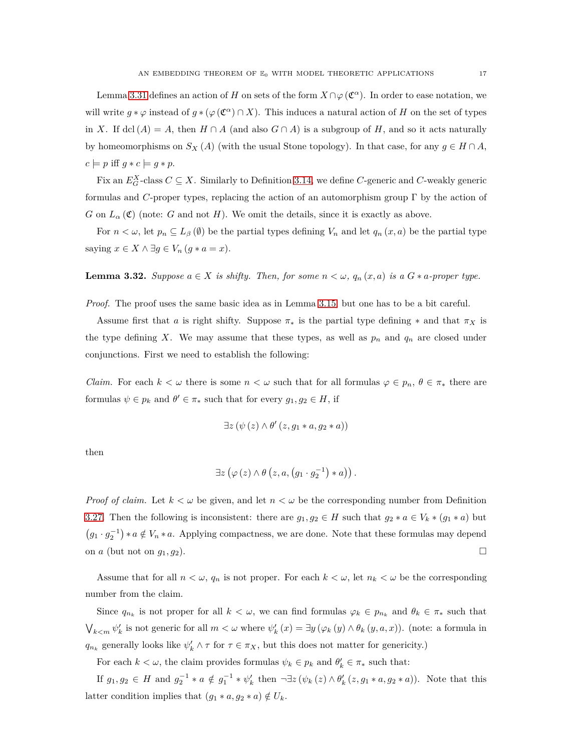Lemma 3.31 defines an action of $H$ on sets of the form $X \cap \varphi(\mathfrak{C}^\alpha)$. In order to ease notation, we will write $g * \varphi$ instead of $g * (\varphi(\mathfrak{C}^\alpha) \cap X)$. This induces a natural action of $H$ on the set of types in $X$. If $\operatorname{dcl}(A) = A$, then $H \cap A$ (and also $G \cap A$) is a subgroup of $H$, and so it acts naturally by homeomorphisms on $S_X(A)$ (with the usual Stone topology). In that case, for any $g \in H \cap A$, $c \models p$ iff $g * c \models g * p$.

Fix an $E_G^X$-class $C \subseteq X$. Similarly to Definition 3.14, we define $C$-generic and $C$-weakly generic formulas and $C$-proper types, replacing the action of an automorphism group $\Gamma$ by the action of $G$ on $L_\alpha(\mathfrak{C})$ (note: $G$ and not $H$). We omit the details, since it is exactly as above.

For $n < \omega$, let $p_n \subseteq L_\beta(\emptyset)$ be the partial types defining $V_n$ and let $q_n(x, a)$ be the partial type saying $x \in X \wedge \exists g \in V_n (g * a = x)$.

**Lemma 3.32.** *Suppose $a \in X$ is shifty. Then, for some $n < \omega$, $q_n(x, a)$ is a $G * a$-proper type.*

*Proof.* The proof uses the same basic idea as in Lemma 3.15, but one has to be a bit careful.

Assume first that $a$ is right shifty. Suppose $\pi_*$ is the partial type defining $*$ and that $\pi_X$ is the type defining $X$. We may assume that these types, as well as $p_n$ and $q_n$ are closed under conjunctions. First we need to establish the following:

*Claim.* For each $k < \omega$ there is some $n < \omega$ such that for all formulas $\varphi \in p_n$, $\theta \in \pi_*$ there are formulas $\psi \in p_k$ and $\theta' \in \pi_*$ such that for every $g_1, g_2 \in H$, if

$$\exists z (\psi(z) \wedge \theta'(z, g_1 * a, g_2 * a))$$

then

$$\exists z \left(\varphi(z) \wedge \theta\left(z, a, \left(g_1 \cdot g_2^{-1}\right) * a\right)\right).$$

*Proof of claim.* Let $k < \omega$ be given, and let $n < \omega$ be the corresponding number from Definition 3.27. Then the following is inconsistent: there are $g_1, g_2 \in H$ such that $g_2 * a \in V_k * (g_1 * a)$ but $\left(g_1 \cdot g_2^{-1}\right) * a \notin V_n * a$. Applying compactness, we are done. Note that these formulas may depend on $a$ (but not on $g_1, g_2$). $\square$

Assume that for all $n < \omega$, $q_n$ is not proper. For each $k < \omega$, let $n_k < \omega$ be the corresponding number from the claim.

Since $q_{n_k}$ is not proper for all $k < \omega$, we can find formulas $\varphi_k \in p_{n_k}$ and $\theta_k \in \pi_*$ such that $\bigvee_{k<m} \psi'_k$ is not generic for all $m < \omega$ where $\psi'_k(x) = \exists y (\varphi_k(y) \wedge \theta_k(y, a, x))$. (note: a formula in $q_{n_k}$ generally looks like $\psi'_k \wedge \tau$ for $\tau \in \pi_X$, but this does not matter for genericity.)

For each $k < \omega$, the claim provides formulas $\psi_k \in p_k$ and $\theta'_k \in \pi_*$ such that:

If $g_1, g_2 \in H$ and $g_2^{-1} * a \notin g_1^{-1} * \psi'_k$ then $\neg \exists z (\psi_k(z) \wedge \theta'_k(z, g_1 * a, g_2 * a))$. Note that this latter condition implies that $(g_1 * a, g_2 * a) \notin U_k$.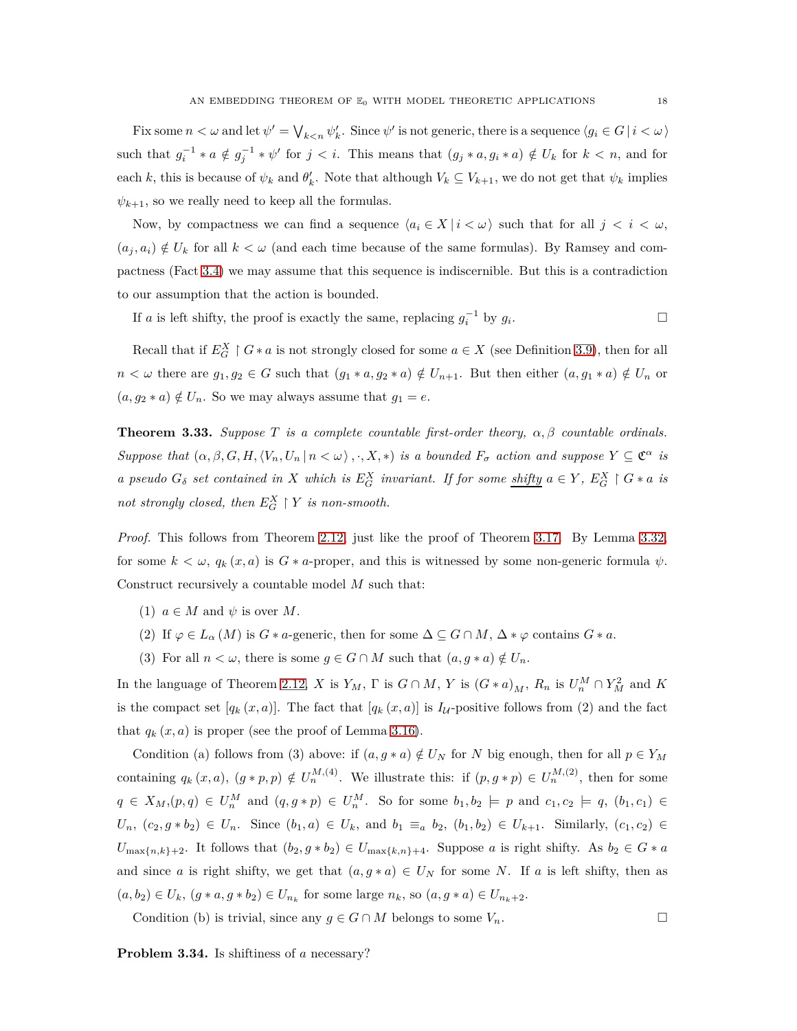Fix some $n < \omega$ and let $\psi' = \bigvee_{k<n} \psi'_k$. Since $\psi'$ is not generic, there is a sequence $\langle g_i \in G \mid i < \omega \rangle$ such that $g_i^{-1} * a \notin g_j^{-1} * \psi'$ for $j < i$. This means that $(g_j * a, g_i * a) \notin U_k$ for $k < n$, and for each $k$, this is because of $\psi_k$ and $\theta'_k$. Note that although $V_k \subseteq V_{k+1}$, we do not get that $\psi_k$ implies $\psi_{k+1}$, so we really need to keep all the formulas.

Now, by compactness we can find a sequence $\langle a_i \in X \mid i < \omega \rangle$ such that for all $j < i < \omega$, $(a_j, a_i) \notin U_k$ for all $k < \omega$ (and each time because of the same formulas). By Ramsey and compactness (Fact 3.4) we may assume that this sequence is indiscernible. But this is a contradiction to our assumption that the action is bounded.

If $a$ is left shifty, the proof is exactly the same, replacing $g_i^{-1}$ by $g_i$. □

Recall that if $E_G^X \restriction G * a$ is not strongly closed for some $a \in X$ (see Definition 3.9), then for all $n < \omega$ there are $g_1, g_2 \in G$ such that $(g_1 * a, g_2 * a) \notin U_{n+1}$. But then either $(a, g_1 * a) \notin U_n$ or $(a, g_2 * a) \notin U_n$. So we may always assume that $g_1 = e$.

**Theorem 3.33.** *Suppose $T$ is a complete countable first-order theory, $\alpha, \beta$ countable ordinals. Suppose that $(\alpha, \beta, G, H, \langle V_n, U_n \mid n < \omega \rangle, \cdot, X, *)$ is a bounded $F_\sigma$ action and suppose $Y \subseteq \mathfrak{C}^\alpha$ is a pseudo $G_\delta$ set contained in $X$ which is $E_G^X$ invariant. If for some* <u>*shifty*</u> *$a \in Y$, $E_G^X \restriction G * a$ is not strongly closed, then $E_G^X \restriction Y$ is non-smooth.*

*Proof.* This follows from Theorem 2.12, just like the proof of Theorem 3.17. By Lemma 3.32, for some $k < \omega$, $q_k(x, a)$ is $G * a$-proper, and this is witnessed by some non-generic formula $\psi$. Construct recursively a countable model $M$ such that:

1. $a \in M$ and $\psi$ is over $M$.
2. If $\varphi \in L_\alpha(M)$ is $G * a$-generic, then for some $\Delta \subseteq G \cap M$, $\Delta * \varphi$ contains $G * a$.
3. For all $n < \omega$, there is some $g \in G \cap M$ such that $(a, g * a) \notin U_n$.

In the language of Theorem 2.12, $X$ is $Y_M$, $\Gamma$ is $G \cap M$, $Y$ is $(G * a)_M$, $R_n$ is $U_n^M \cap Y_M^2$ and $K$ is the compact set $[q_k(x, a)]$. The fact that $[q_k(x, a)]$ is $I_{\mathcal{U}}$-positive follows from (2) and the fact that $q_k(x, a)$ is proper (see the proof of Lemma 3.16).

Condition (a) follows from (3) above: if $(a, g * a) \notin U_N$ for $N$ big enough, then for all $p \in Y_M$ containing $q_k(x, a)$, $(g * p, p) \notin U_n^{M,(4)}$. We illustrate this: if $(p, g * p) \in U_n^{M,(2)}$, then for some $q \in X_M$,$(p, q) \in U_n^M$ and $(q, g * p) \in U_n^M$. So for some $b_1, b_2 \models p$ and $c_1, c_2 \models q$, $(b_1, c_1) \in U_n$, $(c_2, g * b_2) \in U_n$. Since $(b_1, a) \in U_k$, and $b_1 \equiv_a b_2$, $(b_1, b_2) \in U_{k+1}$. Similarly, $(c_1, c_2) \in U_{\max\{n,k\}+2}$. It follows that $(b_2, g * b_2) \in U_{\max\{k,n\}+4}$. Suppose $a$ is right shifty. As $b_2 \in G * a$ and since $a$ is right shifty, we get that $(a, g * a) \in U_N$ for some $N$. If $a$ is left shifty, then as $(a, b_2) \in U_k$, $(g * a, g * b_2) \in U_{n_k}$ for some large $n_k$, so $(a, g * a) \in U_{n_k+2}$.

Condition (b) is trivial, since any $g \in G \cap M$ belongs to some $V_n$. □

**Problem 3.34.** Is shiftiness of $a$ necessary?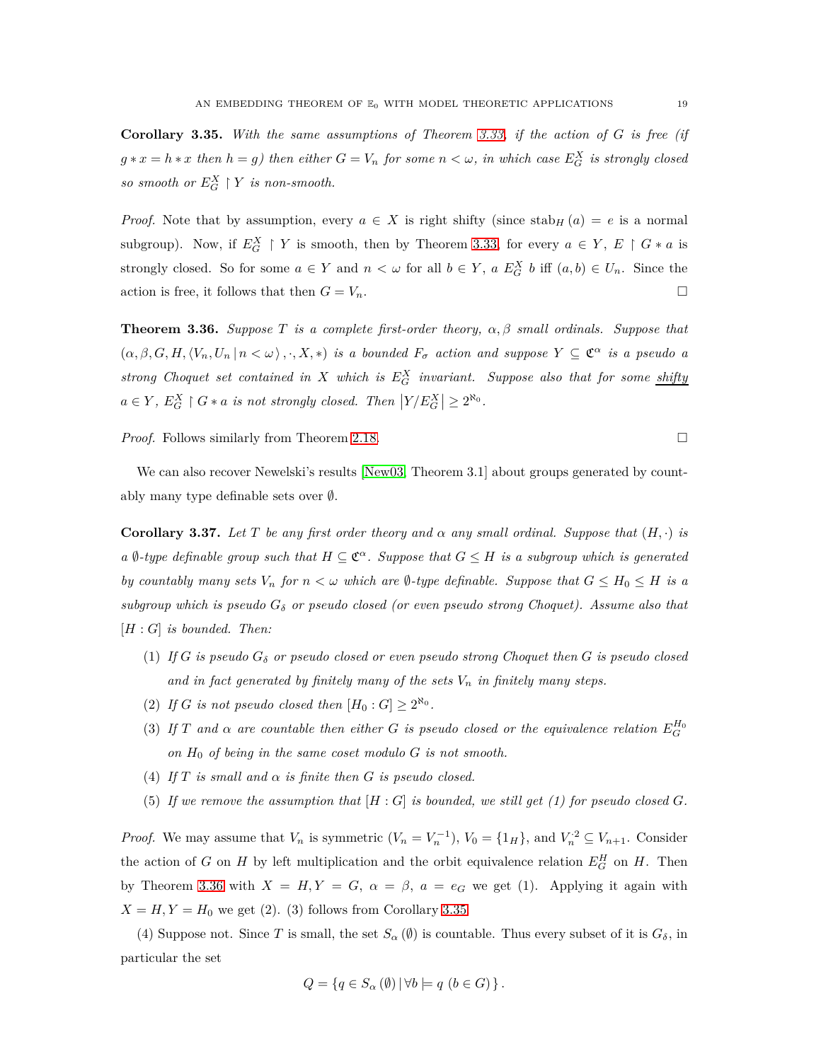**Corollary 3.35.** *With the same assumptions of Theorem 3.33, if the action of $G$ is free (if $g * x = h * x$ then $h = g$) then either $G = V_n$ for some $n < \omega$, in which case $E_G^X$ is strongly closed so smooth or $E_G^X \restriction Y$ is non-smooth.*

*Proof.* Note that by assumption, every $a \in X$ is right shifty (since $\mathrm{stab}_H(a) = e$ is a normal subgroup). Now, if $E_G^X \restriction Y$ is smooth, then by Theorem 3.33, for every $a \in Y$, $E \restriction G * a$ is strongly closed. So for some $a \in Y$ and $n < \omega$ for all $b \in Y$, $a \; E_G^X \; b$ iff $(a, b) \in U_n$. Since the action is free, it follows that then $G = V_n$. $\square$

**Theorem 3.36.** *Suppose $T$ is a complete first-order theory, $\alpha, \beta$ small ordinals. Suppose that $(\alpha, \beta, G, H, \langle V_n, U_n \,|\, n < \omega \rangle, \cdot, X, *)$ is a bounded $F_\sigma$ action and suppose $Y \subseteq \mathfrak{C}^\alpha$ is a pseudo a strong Choquet set contained in $X$ which is $E_G^X$ invariant. Suppose also that for some <u>shifty</u> $a \in Y$, $E_G^X \restriction G * a$ is not strongly closed. Then $\left|Y/E_G^X\right| \geq 2^{\aleph_0}$.*

*Proof.* Follows similarly from Theorem 2.18. $\square$

We can also recover Newelski's results [New03, Theorem 3.1] about groups generated by countably many type definable sets over $\emptyset$.

**Corollary 3.37.** *Let $T$ be any first order theory and $\alpha$ any small ordinal. Suppose that $(H, \cdot)$ is a $\emptyset$-type definable group such that $H \subseteq \mathfrak{C}^\alpha$. Suppose that $G \leq H$ is a subgroup which is generated by countably many sets $V_n$ for $n < \omega$ which are $\emptyset$-type definable. Suppose that $G \leq H_0 \leq H$ is a subgroup which is pseudo $G_\delta$ or pseudo closed (or even pseudo strong Choquet). Assume also that $[H : G]$ is bounded. Then:*

1. *If $G$ is pseudo $G_\delta$ or pseudo closed or even pseudo strong Choquet then $G$ is pseudo closed and in fact generated by finitely many of the sets $V_n$ in finitely many steps.*
2. *If $G$ is not pseudo closed then $[H_0 : G] \geq 2^{\aleph_0}$.*
3. *If $T$ and $\alpha$ are countable then either $G$ is pseudo closed or the equivalence relation $E_G^{H_0}$ on $H_0$ of being in the same coset modulo $G$ is not smooth.*
4. *If $T$ is small and $\alpha$ is finite then $G$ is pseudo closed.*
5. *If we remove the assumption that $[H : G]$ is bounded, we still get (1) for pseudo closed $G$.*

*Proof.* We may assume that $V_n$ is symmetric ($V_n = V_n^{-1}$), $V_0 = \{1_H\}$, and $V_n^{\cdot 2} \subseteq V_{n+1}$. Consider the action of $G$ on $H$ by left multiplication and the orbit equivalence relation $E_G^H$ on $H$. Then by Theorem 3.36 with $X = H, Y = G$, $\alpha = \beta$, $a = e_G$ we get (1). Applying it again with $X = H, Y = H_0$ we get (2). (3) follows from Corollary 3.35.

(4) Suppose not. Since $T$ is small, the set $S_\alpha(\emptyset)$ is countable. Thus every subset of it is $G_\delta$, in particular the set

$$Q = \{q \in S_\alpha(\emptyset) \,|\, \forall b \models q \; (b \in G)\}.$$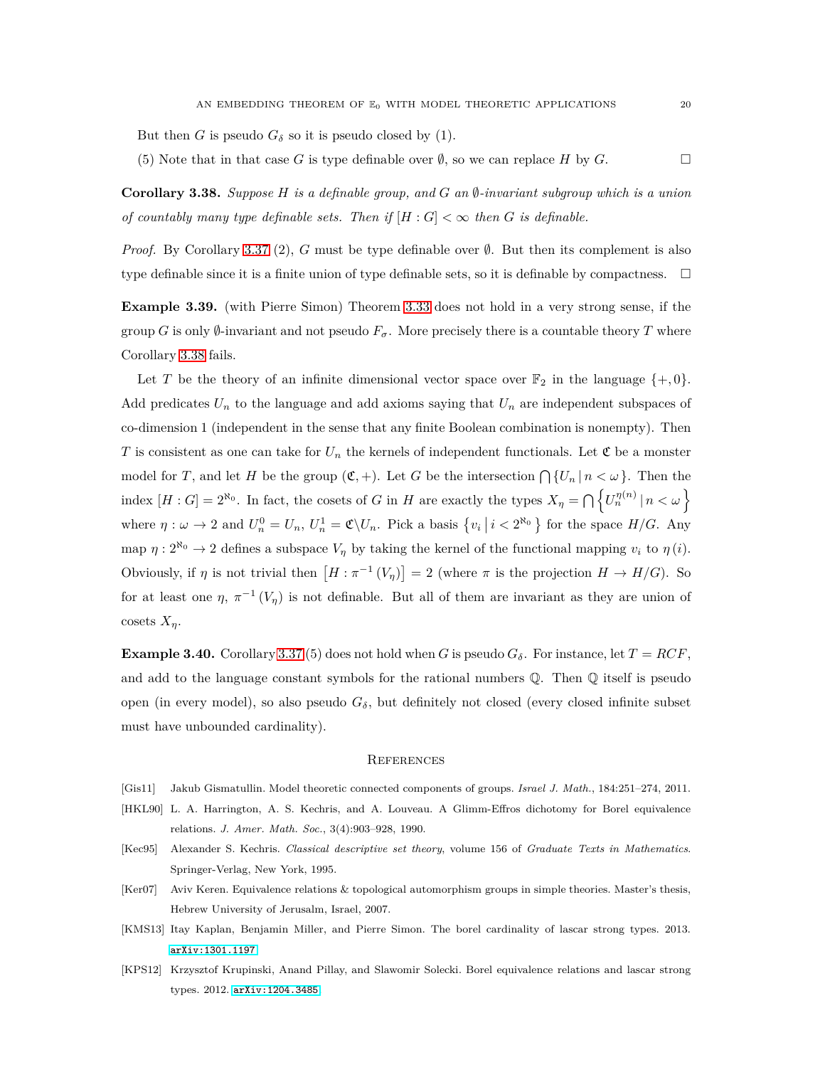But then $G$ is pseudo $G_\delta$ so it is pseudo closed by (1).

(5) Note that in that case $G$ is type definable over $\emptyset$, so we can replace $H$ by $G$. $\square$

**Corollary 3.38.** *Suppose $H$ is a definable group, and $G$ an $\emptyset$-invariant subgroup which is a union of countably many type definable sets. Then if $[H:G]<\infty$ then $G$ is definable.*

*Proof.* By Corollary 3.37 (2), $G$ must be type definable over $\emptyset$. But then its complement is also type definable since it is a finite union of type definable sets, so it is definable by compactness. $\square$

**Example 3.39.** (with Pierre Simon) Theorem 3.33 does not hold in a very strong sense, if the group $G$ is only $\emptyset$-invariant and not pseudo $F_\sigma$. More precisely there is a countable theory $T$ where Corollary 3.38 fails.

Let $T$ be the theory of an infinite dimensional vector space over $\mathbb{F}_2$ in the language $\{+,0\}$. Add predicates $U_n$ to the language and add axioms saying that $U_n$ are independent subspaces of co-dimension 1 (independent in the sense that any finite Boolean combination is nonempty). Then $T$ is consistent as one can take for $U_n$ the kernels of independent functionals. Let $\mathfrak{C}$ be a monster model for $T$, and let $H$ be the group $(\mathfrak{C},+)$. Let $G$ be the intersection $\bigcap\{U_n \mid n<\omega\}$. Then the index $[H:G]=2^{\aleph_0}$. In fact, the cosets of $G$ in $H$ are exactly the types $X_\eta=\bigcap\left\{U_n^{\eta(n)} \mid n<\omega\right\}$ where $\eta:\omega\to 2$ and $U_n^0=U_n$, $U_n^1=\mathfrak{C}\backslash U_n$. Pick a basis $\left\{v_i \mid i<2^{\aleph_0}\right\}$ for the space $H/G$. Any map $\eta:2^{\aleph_0}\to 2$ defines a subspace $V_\eta$ by taking the kernel of the functional mapping $v_i$ to $\eta(i)$. Obviously, if $\eta$ is not trivial then $\left[H:\pi^{-1}(V_\eta)\right]=2$ (where $\pi$ is the projection $H\to H/G$). So for at least one $\eta$, $\pi^{-1}(V_\eta)$ is not definable. But all of them are invariant as they are union of cosets $X_\eta$.

**Example 3.40.** Corollary 3.37 (5) does not hold when $G$ is pseudo $G_\delta$. For instance, let $T=RCF$, and add to the language constant symbols for the rational numbers $\mathbb{Q}$. Then $\mathbb{Q}$ itself is pseudo open (in every model), so also pseudo $G_\delta$, but definitely not closed (every closed infinite subset must have unbounded cardinality).

## References

[Gis11] Jakub Gismatullin. Model theoretic connected components of groups. *Israel J. Math.*, 184:251–274, 2011.

[HKL90] L. A. Harrington, A. S. Kechris, and A. Louveau. A Glimm-Effros dichotomy for Borel equivalence relations. *J. Amer. Math. Soc.*, 3(4):903–928, 1990.

[Kec95] Alexander S. Kechris. *Classical descriptive set theory*, volume 156 of *Graduate Texts in Mathematics*. Springer-Verlag, New York, 1995.

[Ker07] Aviv Keren. Equivalence relations & topological automorphism groups in simple theories. Master's thesis, Hebrew University of Jerusalm, Israel, 2007.

[KMS13] Itay Kaplan, Benjamin Miller, and Pierre Simon. The borel cardinality of lascar strong types. 2013. arXiv:1301.1197

[KPS12] Krzysztof Krupinski, Anand Pillay, and Slawomir Solecki. Borel equivalence relations and lascar strong types. 2012. arXiv:1204.3485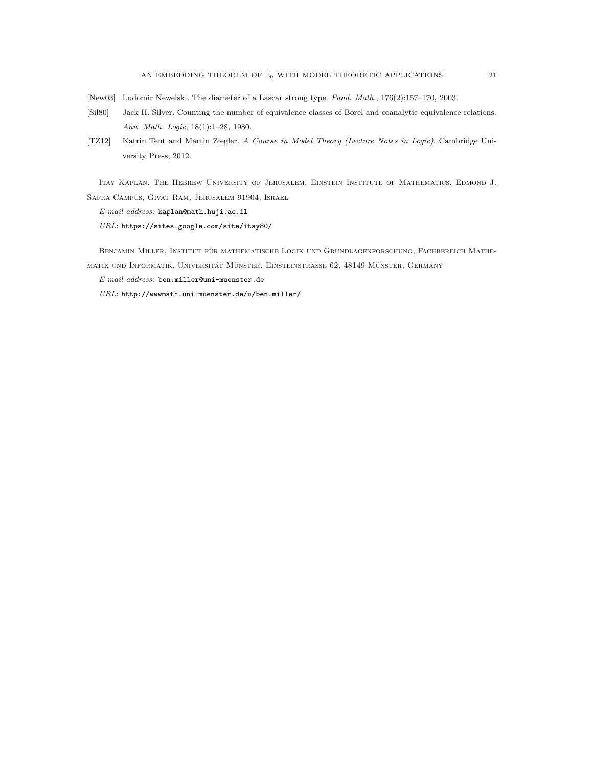[New03] Ludomir Newelski. The diameter of a Lascar strong type. *Fund. Math.*, 176(2):157–170, 2003.

[Sil80] Jack H. Silver. Counting the number of equivalence classes of Borel and coanalytic equivalence relations. *Ann. Math. Logic*, 18(1):1–28, 1980.

[TZ12] Katrin Tent and Martin Ziegler. *A Course in Model Theory (Lecture Notes in Logic)*. Cambridge University Press, 2012.

Itay Kaplan, The Hebrew University of Jerusalem, Einstein Institute of Mathematics, Edmond J. Safra Campus, Givat Ram, Jerusalem 91904, Israel

*E-mail address*: kaplan@math.huji.ac.il

*URL*: https://sites.google.com/site/itay80/

Benjamin Miller, Institut für mathematische Logik und Grundlagenforschung, Fachbereich Mathematik und Informatik, Universität Münster, Einsteinstrasse 62, 48149 Münster, Germany

*E-mail address*: ben.miller@uni-muenster.de

*URL*: http://wwwmath.uni-muenster.de/u/ben.miller/